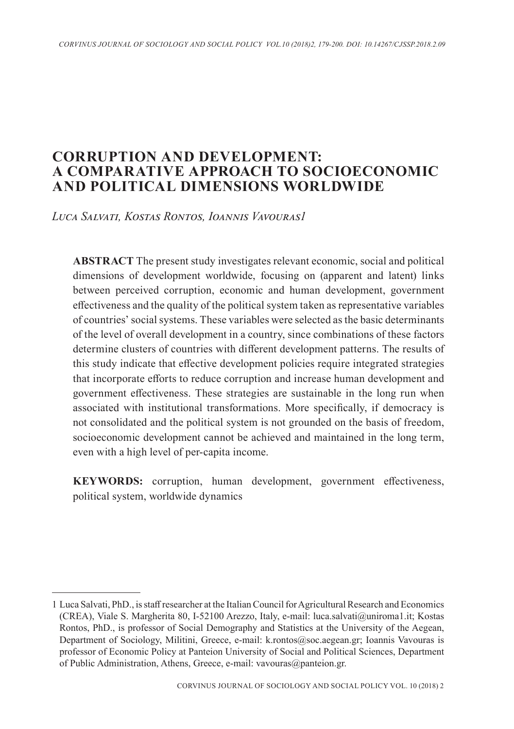# CORRUPTION AND DEVELOPMENT: A COMPARATIVE APPROACH TO SOCIOECONOMIC AND POLITICAL DIMENSIONS WORLDWIDE

*Luca Salvati, Kostas Rontos, Ioannis Vavouras*[1]

**ABSTRACT** The present study investigates relevant economic, social and political dimensions of development worldwide, focusing on (apparent and latent) links between perceived corruption, economic and human development, government effectiveness and the quality of the political system taken as representative variables of countries' social systems. These variables were selected as the basic determinants of the level of overall development in a country, since combinations of these factors determine clusters of countries with different development patterns. The results of this study indicate that effective development policies require integrated strategies that incorporate efforts to reduce corruption and increase human development and government effectiveness. These strategies are sustainable in the long run when associated with institutional transformations. More specifically, if democracy is not consolidated and the political system is not grounded on the basis of freedom, socioeconomic development cannot be achieved and maintained in the long term, even with a high level of per-capita income.

**KEYWORDS:** corruption, human development, government effectiveness, political system, worldwide dynamics

---

[1] Luca Salvati, PhD., is staff researcher at the Italian Council for Agricultural Research and Economics (CREA), Viale S. Margherita 80, I-52100 Arezzo, Italy, e-mail: luca.salvati@uniroma1.it; Kostas Rontos, PhD., is professor of Social Demography and Statistics at the University of the Aegean, Department of Sociology, Militini, Greece, e-mail: k.rontos@soc.aegean.gr; Ioannis Vavouras is professor of Economic Policy at Panteion University of Social and Political Sciences, Department of Public Administration, Athens, Greece, e-mail: vavouras@panteion.gr.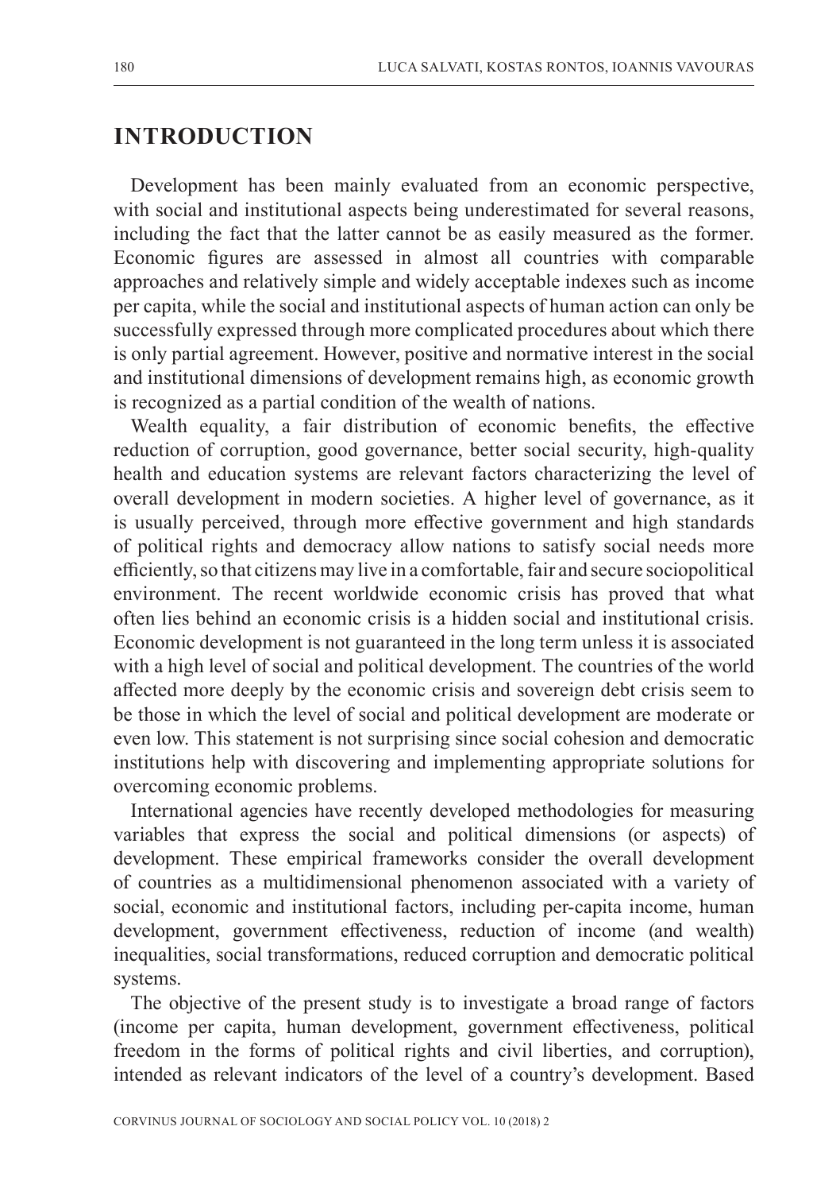## INTRODUCTION

Development has been mainly evaluated from an economic perspective, with social and institutional aspects being underestimated for several reasons, including the fact that the latter cannot be as easily measured as the former. Economic figures are assessed in almost all countries with comparable approaches and relatively simple and widely acceptable indexes such as income per capita, while the social and institutional aspects of human action can only be successfully expressed through more complicated procedures about which there is only partial agreement. However, positive and normative interest in the social and institutional dimensions of development remains high, as economic growth is recognized as a partial condition of the wealth of nations.

Wealth equality, a fair distribution of economic benefits, the effective reduction of corruption, good governance, better social security, high-quality health and education systems are relevant factors characterizing the level of overall development in modern societies. A higher level of governance, as it is usually perceived, through more effective government and high standards of political rights and democracy allow nations to satisfy social needs more efficiently, so that citizens may live in a comfortable, fair and secure sociopolitical environment. The recent worldwide economic crisis has proved that what often lies behind an economic crisis is a hidden social and institutional crisis. Economic development is not guaranteed in the long term unless it is associated with a high level of social and political development. The countries of the world affected more deeply by the economic crisis and sovereign debt crisis seem to be those in which the level of social and political development are moderate or even low. This statement is not surprising since social cohesion and democratic institutions help with discovering and implementing appropriate solutions for overcoming economic problems.

International agencies have recently developed methodologies for measuring variables that express the social and political dimensions (or aspects) of development. These empirical frameworks consider the overall development of countries as a multidimensional phenomenon associated with a variety of social, economic and institutional factors, including per-capita income, human development, government effectiveness, reduction of income (and wealth) inequalities, social transformations, reduced corruption and democratic political systems.

The objective of the present study is to investigate a broad range of factors (income per capita, human development, government effectiveness, political freedom in the forms of political rights and civil liberties, and corruption), intended as relevant indicators of the level of a country's development. Based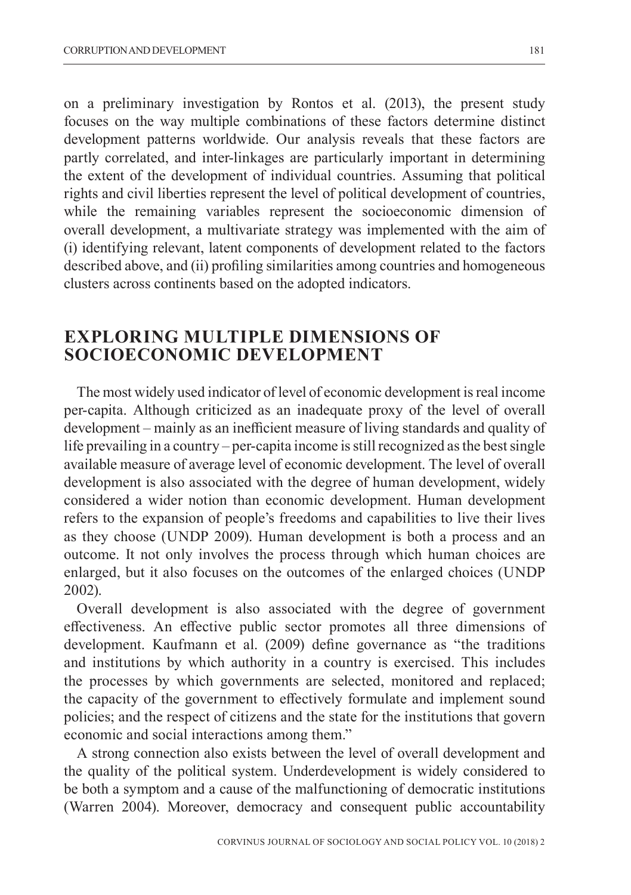on a preliminary investigation by Rontos et al. (2013), the present study focuses on the way multiple combinations of these factors determine distinct development patterns worldwide. Our analysis reveals that these factors are partly correlated, and inter-linkages are particularly important in determining the extent of the development of individual countries. Assuming that political rights and civil liberties represent the level of political development of countries, while the remaining variables represent the socioeconomic dimension of overall development, a multivariate strategy was implemented with the aim of (i) identifying relevant, latent components of development related to the factors described above, and (ii) profiling similarities among countries and homogeneous clusters across continents based on the adopted indicators.

## EXPLORING MULTIPLE DIMENSIONS OF SOCIOECONOMIC DEVELOPMENT

The most widely used indicator of level of economic development is real income per-capita. Although criticized as an inadequate proxy of the level of overall development – mainly as an inefficient measure of living standards and quality of life prevailing in a country – per-capita income is still recognized as the best single available measure of average level of economic development. The level of overall development is also associated with the degree of human development, widely considered a wider notion than economic development. Human development refers to the expansion of people's freedoms and capabilities to live their lives as they choose (UNDP 2009). Human development is both a process and an outcome. It not only involves the process through which human choices are enlarged, but it also focuses on the outcomes of the enlarged choices (UNDP 2002).

Overall development is also associated with the degree of government effectiveness. An effective public sector promotes all three dimensions of development. Kaufmann et al. (2009) define governance as "the traditions and institutions by which authority in a country is exercised. This includes the processes by which governments are selected, monitored and replaced; the capacity of the government to effectively formulate and implement sound policies; and the respect of citizens and the state for the institutions that govern economic and social interactions among them."

A strong connection also exists between the level of overall development and the quality of the political system. Underdevelopment is widely considered to be both a symptom and a cause of the malfunctioning of democratic institutions (Warren 2004). Moreover, democracy and consequent public accountability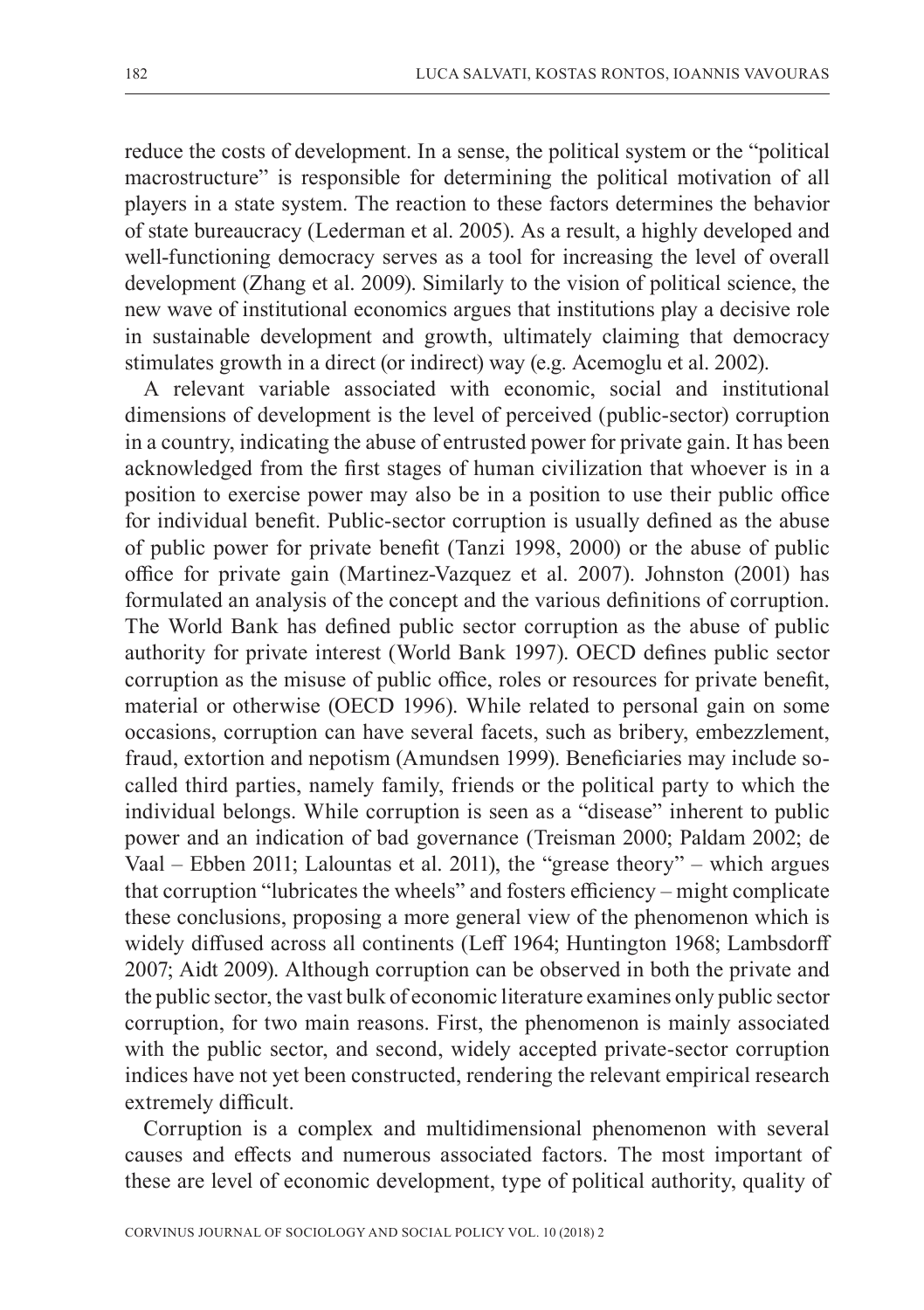reduce the costs of development. In a sense, the political system or the "political macrostructure" is responsible for determining the political motivation of all players in a state system. The reaction to these factors determines the behavior of state bureaucracy (Lederman et al. 2005). As a result, a highly developed and well-functioning democracy serves as a tool for increasing the level of overall development (Zhang et al. 2009). Similarly to the vision of political science, the new wave of institutional economics argues that institutions play a decisive role in sustainable development and growth, ultimately claiming that democracy stimulates growth in a direct (or indirect) way (e.g. Acemoglu et al. 2002).

A relevant variable associated with economic, social and institutional dimensions of development is the level of perceived (public-sector) corruption in a country, indicating the abuse of entrusted power for private gain. It has been acknowledged from the first stages of human civilization that whoever is in a position to exercise power may also be in a position to use their public office for individual benefit. Public-sector corruption is usually defined as the abuse of public power for private benefit (Tanzi 1998, 2000) or the abuse of public office for private gain (Martinez-Vazquez et al. 2007). Johnston (2001) has formulated an analysis of the concept and the various definitions of corruption. The World Bank has defined public sector corruption as the abuse of public authority for private interest (World Bank 1997). OECD defines public sector corruption as the misuse of public office, roles or resources for private benefit, material or otherwise (OECD 1996). While related to personal gain on some occasions, corruption can have several facets, such as bribery, embezzlement, fraud, extortion and nepotism (Amundsen 1999). Beneficiaries may include so-called third parties, namely family, friends or the political party to which the individual belongs. While corruption is seen as a "disease" inherent to public power and an indication of bad governance (Treisman 2000; Paldam 2002; de Vaal – Ebben 2011; Lalountas et al. 2011), the "grease theory" – which argues that corruption "lubricates the wheels" and fosters efficiency – might complicate these conclusions, proposing a more general view of the phenomenon which is widely diffused across all continents (Leff 1964; Huntington 1968; Lambsdorff 2007; Aidt 2009). Although corruption can be observed in both the private and the public sector, the vast bulk of economic literature examines only public sector corruption, for two main reasons. First, the phenomenon is mainly associated with the public sector, and second, widely accepted private-sector corruption indices have not yet been constructed, rendering the relevant empirical research extremely difficult.

Corruption is a complex and multidimensional phenomenon with several causes and effects and numerous associated factors. The most important of these are level of economic development, type of political authority, quality of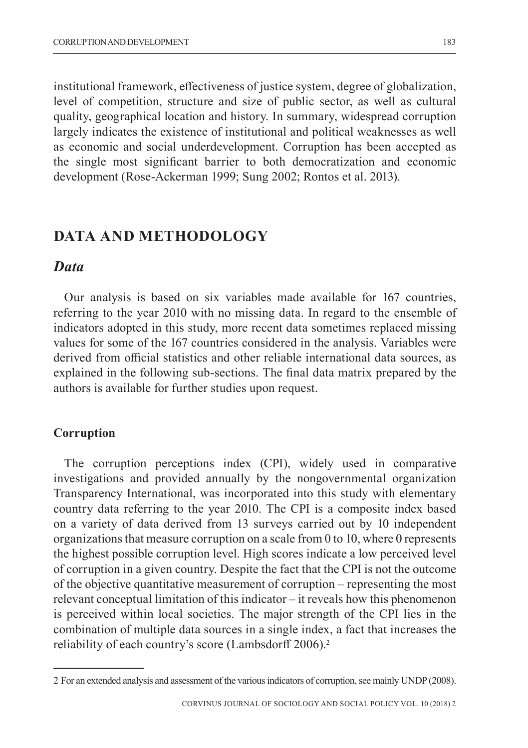institutional framework, effectiveness of justice system, degree of globalization, level of competition, structure and size of public sector, as well as cultural quality, geographical location and history. In summary, widespread corruption largely indicates the existence of institutional and political weaknesses as well as economic and social underdevelopment. Corruption has been accepted as the single most significant barrier to both democratization and economic development (Rose-Ackerman 1999; Sung 2002; Rontos et al. 2013).

## DATA AND METHODOLOGY

### *Data*

Our analysis is based on six variables made available for 167 countries, referring to the year 2010 with no missing data. In regard to the ensemble of indicators adopted in this study, more recent data sometimes replaced missing values for some of the 167 countries considered in the analysis. Variables were derived from official statistics and other reliable international data sources, as explained in the following sub-sections. The final data matrix prepared by the authors is available for further studies upon request.

#### **Corruption**

The corruption perceptions index (CPI), widely used in comparative investigations and provided annually by the nongovernmental organization Transparency International, was incorporated into this study with elementary country data referring to the year 2010. The CPI is a composite index based on a variety of data derived from 13 surveys carried out by 10 independent organizations that measure corruption on a scale from 0 to 10, where 0 represents the highest possible corruption level. High scores indicate a low perceived level of corruption in a given country. Despite the fact that the CPI is not the outcome of the objective quantitative measurement of corruption – representing the most relevant conceptual limitation of this indicator – it reveals how this phenomenon is perceived within local societies. The major strength of the CPI lies in the combination of multiple data sources in a single index, a fact that increases the reliability of each country's score (Lambsdorff 2006).[2]

[2] For an extended analysis and assessment of the various indicators of corruption, see mainly UNDP (2008).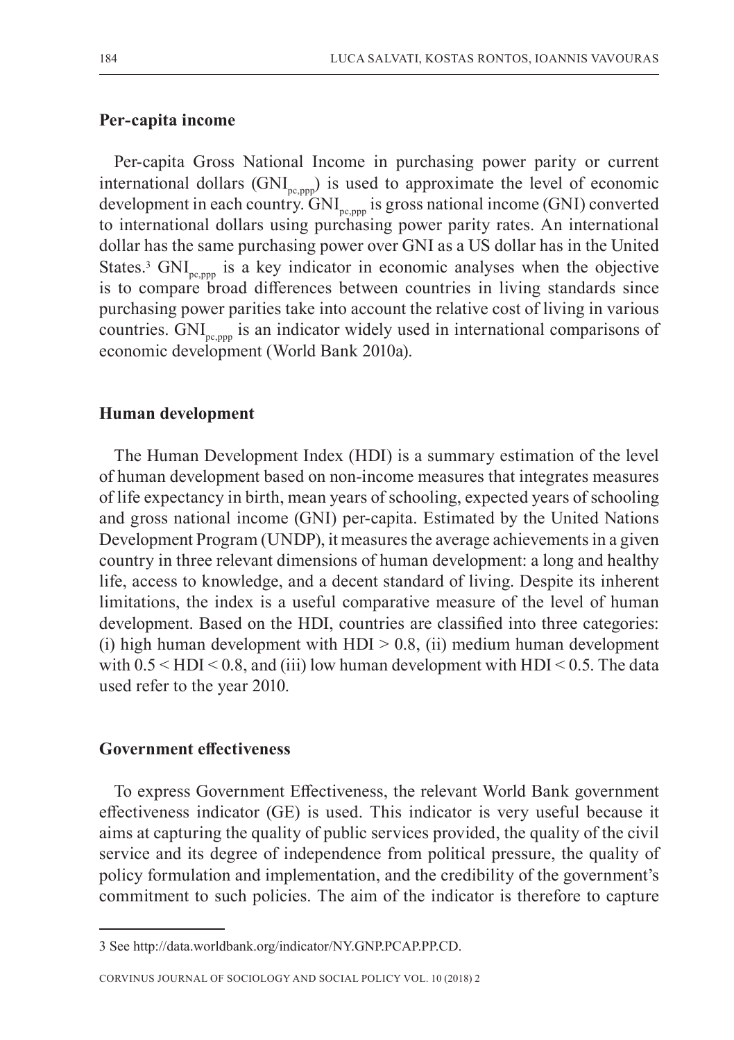### Per-capita income

Per-capita Gross National Income in purchasing power parity or current international dollars ($GNI_{pc,ppp}$) is used to approximate the level of economic development in each country. $GNI_{pc,ppp}$ is gross national income (GNI) converted to international dollars using purchasing power parity rates. An international dollar has the same purchasing power over GNI as a US dollar has in the United States.[3] $GNI_{pc,ppp}$ is a key indicator in economic analyses when the objective is to compare broad differences between countries in living standards since purchasing power parities take into account the relative cost of living in various countries. $GNI_{pc,ppp}$ is an indicator widely used in international comparisons of economic development (World Bank 2010a).

### Human development

The Human Development Index (HDI) is a summary estimation of the level of human development based on non-income measures that integrates measures of life expectancy in birth, mean years of schooling, expected years of schooling and gross national income (GNI) per-capita. Estimated by the United Nations Development Program (UNDP), it measures the average achievements in a given country in three relevant dimensions of human development: a long and healthy life, access to knowledge, and a decent standard of living. Despite its inherent limitations, the index is a useful comparative measure of the level of human development. Based on the HDI, countries are classified into three categories: (i) high human development with $HDI > 0.8$, (ii) medium human development with $0.5 < HDI < 0.8$, and (iii) low human development with $HDI < 0.5$. The data used refer to the year 2010.

### Government effectiveness

To express Government Effectiveness, the relevant World Bank government effectiveness indicator (GE) is used. This indicator is very useful because it aims at capturing the quality of public services provided, the quality of the civil service and its degree of independence from political pressure, the quality of policy formulation and implementation, and the credibility of the government's commitment to such policies. The aim of the indicator is therefore to capture

---

3 See http://data.worldbank.org/indicator/NY.GNP.PCAP.PP.CD.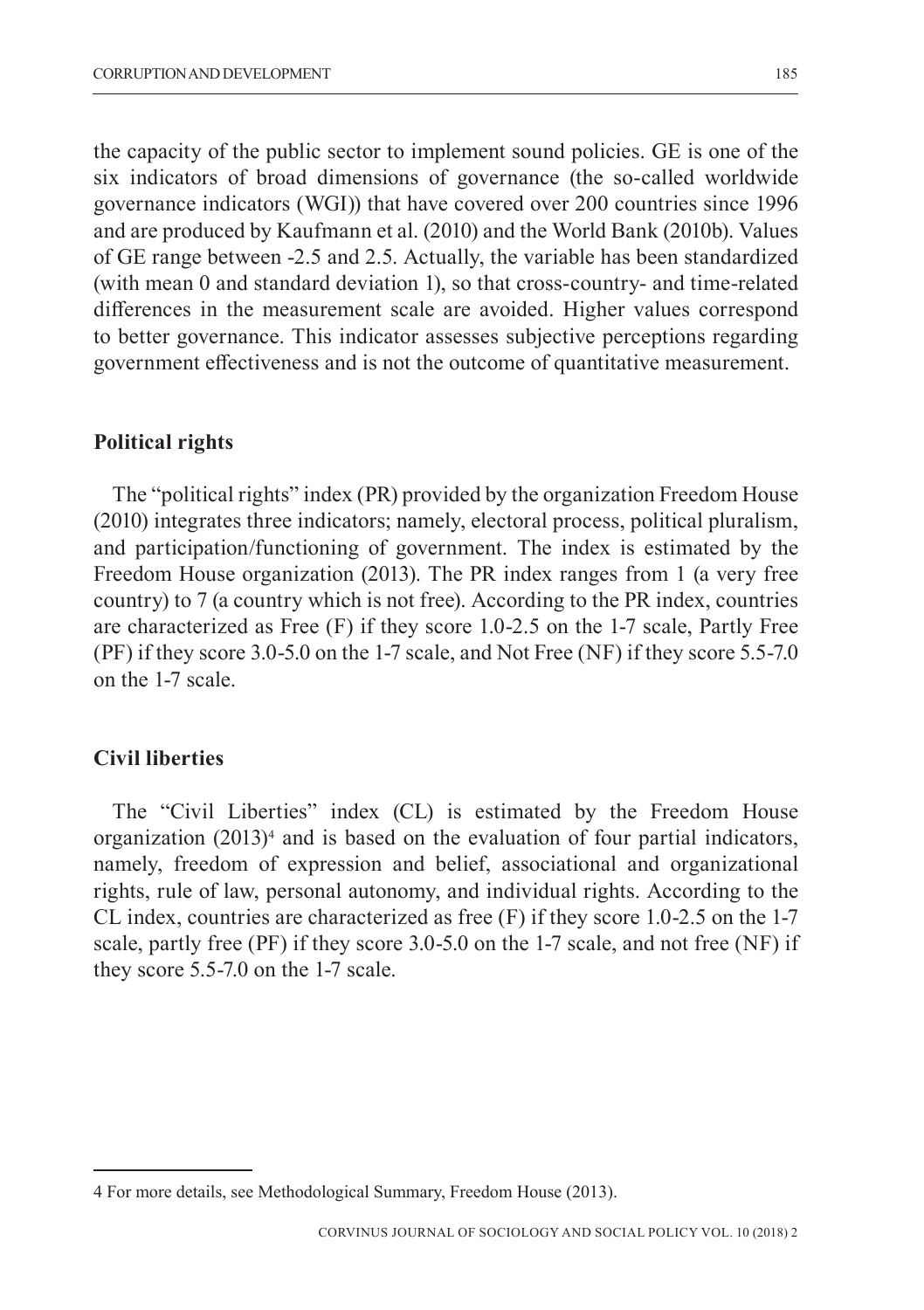the capacity of the public sector to implement sound policies. GE is one of the six indicators of broad dimensions of governance (the so-called worldwide governance indicators (WGI)) that have covered over 200 countries since 1996 and are produced by Kaufmann et al. (2010) and the World Bank (2010b). Values of GE range between -2.5 and 2.5. Actually, the variable has been standardized (with mean 0 and standard deviation 1), so that cross-country- and time-related differences in the measurement scale are avoided. Higher values correspond to better governance. This indicator assesses subjective perceptions regarding government effectiveness and is not the outcome of quantitative measurement.

### Political rights

The "political rights" index (PR) provided by the organization Freedom House (2010) integrates three indicators; namely, electoral process, political pluralism, and participation/functioning of government. The index is estimated by the Freedom House organization (2013). The PR index ranges from 1 (a very free country) to 7 (a country which is not free). According to the PR index, countries are characterized as Free (F) if they score 1.0-2.5 on the 1-7 scale, Partly Free (PF) if they score 3.0-5.0 on the 1-7 scale, and Not Free (NF) if they score 5.5-7.0 on the 1-7 scale.

### Civil liberties

The "Civil Liberties" index (CL) is estimated by the Freedom House organization (2013)[4] and is based on the evaluation of four partial indicators, namely, freedom of expression and belief, associational and organizational rights, rule of law, personal autonomy, and individual rights. According to the CL index, countries are characterized as free (F) if they score 1.0-2.5 on the 1-7 scale, partly free (PF) if they score 3.0-5.0 on the 1-7 scale, and not free (NF) if they score 5.5-7.0 on the 1-7 scale.

---

4 For more details, see Methodological Summary, Freedom House (2013).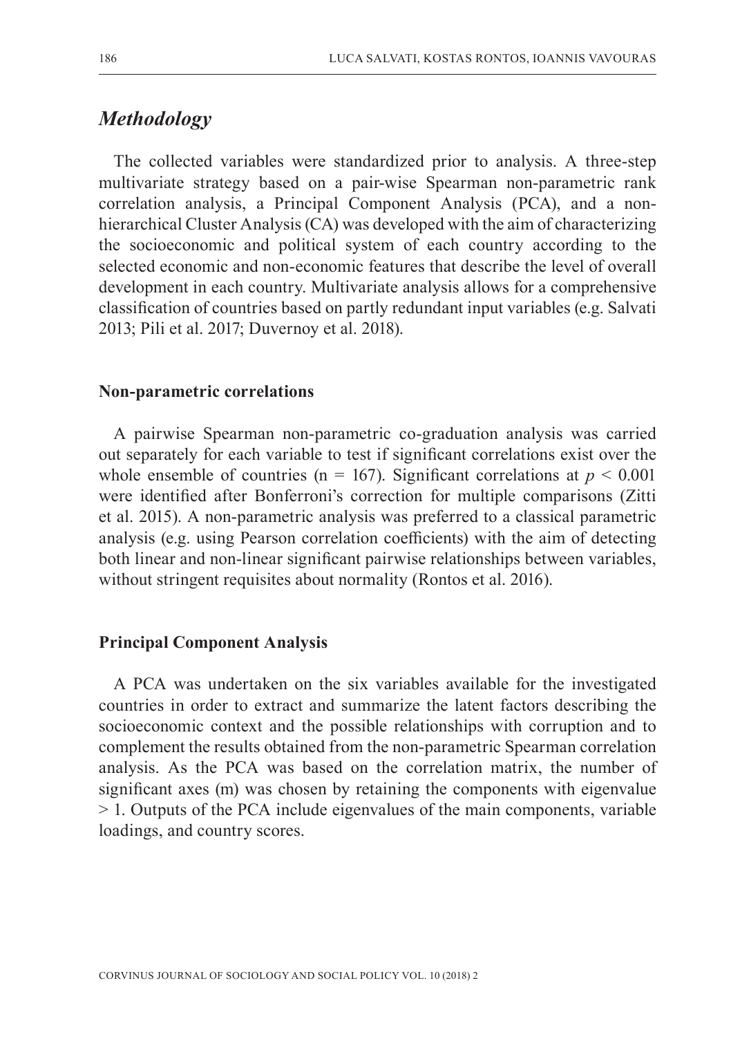## *Methodology*

The collected variables were standardized prior to analysis. A three-step multivariate strategy based on a pair-wise Spearman non-parametric rank correlation analysis, a Principal Component Analysis (PCA), and a non-hierarchical Cluster Analysis (CA) was developed with the aim of characterizing the socioeconomic and political system of each country according to the selected economic and non-economic features that describe the level of overall development in each country. Multivariate analysis allows for a comprehensive classification of countries based on partly redundant input variables (e.g. Salvati 2013; Pili et al. 2017; Duvernoy et al. 2018).

### Non-parametric correlations

A pairwise Spearman non-parametric co-graduation analysis was carried out separately for each variable to test if significant correlations exist over the whole ensemble of countries (n = 167). Significant correlations at $p < 0.001$ were identified after Bonferroni's correction for multiple comparisons (Zitti et al. 2015). A non-parametric analysis was preferred to a classical parametric analysis (e.g. using Pearson correlation coefficients) with the aim of detecting both linear and non-linear significant pairwise relationships between variables, without stringent requisites about normality (Rontos et al. 2016).

### Principal Component Analysis

A PCA was undertaken on the six variables available for the investigated countries in order to extract and summarize the latent factors describing the socioeconomic context and the possible relationships with corruption and to complement the results obtained from the non-parametric Spearman correlation analysis. As the PCA was based on the correlation matrix, the number of significant axes (m) was chosen by retaining the components with eigenvalue > 1. Outputs of the PCA include eigenvalues of the main components, variable loadings, and country scores.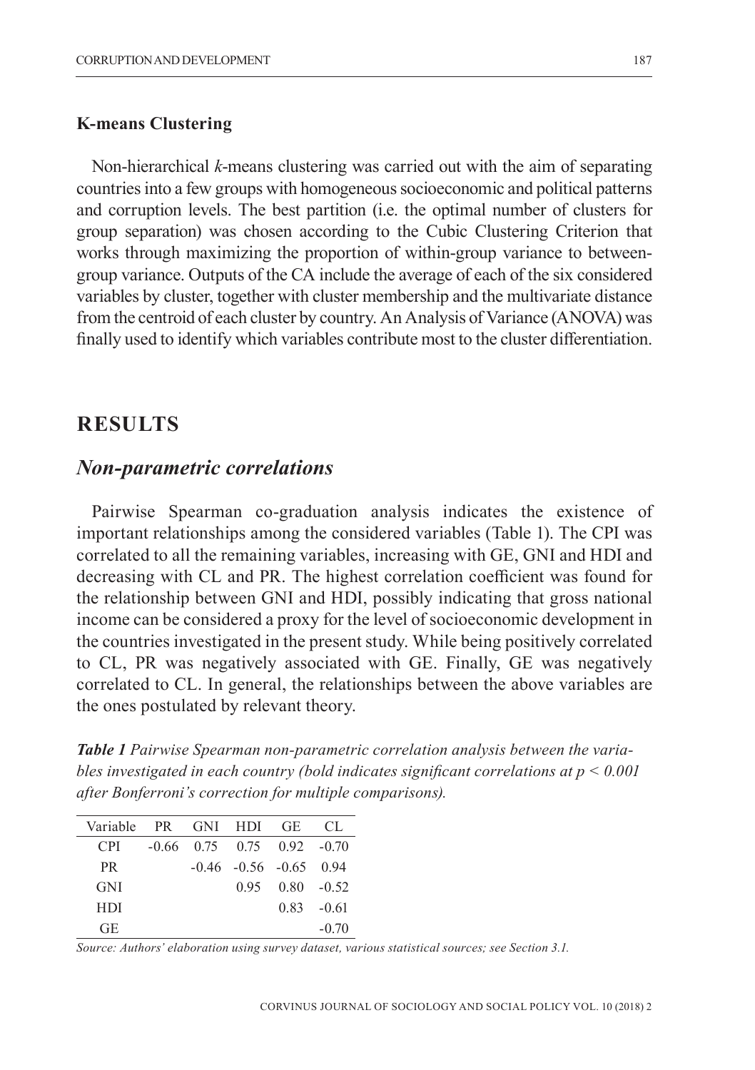### K-means Clustering

Non-hierarchical *k*-means clustering was carried out with the aim of separating countries into a few groups with homogeneous socioeconomic and political patterns and corruption levels. The best partition (i.e. the optimal number of clusters for group separation) was chosen according to the Cubic Clustering Criterion that works through maximizing the proportion of within-group variance to between-group variance. Outputs of the CA include the average of each of the six considered variables by cluster, together with cluster membership and the multivariate distance from the centroid of each cluster by country. An Analysis of Variance (ANOVA) was finally used to identify which variables contribute most to the cluster differentiation.

## RESULTS

### *Non-parametric correlations*

Pairwise Spearman co-graduation analysis indicates the existence of important relationships among the considered variables (Table 1). The CPI was correlated to all the remaining variables, increasing with GE, GNI and HDI and decreasing with CL and PR. The highest correlation coefficient was found for the relationship between GNI and HDI, possibly indicating that gross national income can be considered a proxy for the level of socioeconomic development in the countries investigated in the present study. While being positively correlated to CL, PR was negatively associated with GE. Finally, GE was negatively correlated to CL. In general, the relationships between the above variables are the ones postulated by relevant theory.

***Table 1*** *Pairwise Spearman non-parametric correlation analysis between the variables investigated in each country (bold indicates significant correlations at $p < 0.001$ after Bonferroni's correction for multiple comparisons).*

| Variable | PR | GNI | HDI | GE | CL |
|---|---|---|---|---|---|
| CPI | -0.66 | 0.75 | 0.75 | 0.92 | -0.70 |
| PR | | -0.46 | -0.56 | -0.65 | 0.94 |
| GNI | | | 0.95 | 0.80 | -0.52 |
| HDI | | | | 0.83 | -0.61 |
| GE | | | | | -0.70 |

*Source: Authors' elaboration using survey dataset, various statistical sources; see Section 3.1.*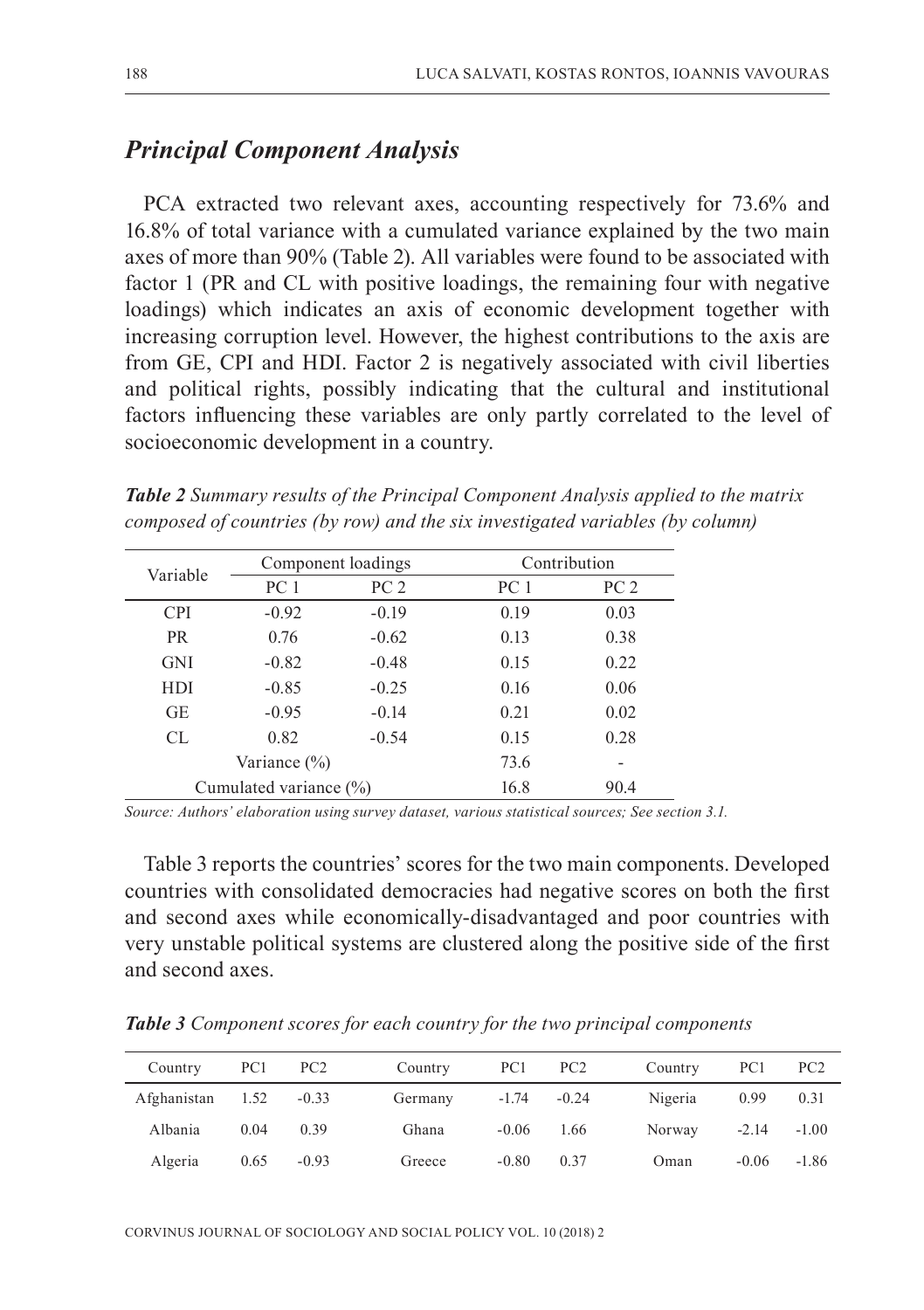## *Principal Component Analysis*

PCA extracted two relevant axes, accounting respectively for 73.6% and 16.8% of total variance with a cumulated variance explained by the two main axes of more than 90% (Table 2). All variables were found to be associated with factor 1 (PR and CL with positive loadings, the remaining four with negative loadings) which indicates an axis of economic development together with increasing corruption level. However, the highest contributions to the axis are from GE, CPI and HDI. Factor 2 is negatively associated with civil liberties and political rights, possibly indicating that the cultural and institutional factors influencing these variables are only partly correlated to the level of socioeconomic development in a country.

***Table 2*** *Summary results of the Principal Component Analysis applied to the matrix composed of countries (by row) and the six investigated variables (by column)*

| Variable | Component loadings | | Contribution | |
|---|---|---|---|---|
| | PC 1 | PC 2 | PC 1 | PC 2 |
| CPI | -0.92 | -0.19 | 0.19 | 0.03 |
| PR | 0.76 | -0.62 | 0.13 | 0.38 |
| GNI | -0.82 | -0.48 | 0.15 | 0.22 |
| HDI | -0.85 | -0.25 | 0.16 | 0.06 |
| GE | -0.95 | -0.14 | 0.21 | 0.02 |
| CL | 0.82 | -0.54 | 0.15 | 0.28 |
| Variance (%) | | | 73.6 | - |
| Cumulated variance (%) | | | 16.8 | 90.4 |

*Source: Authors' elaboration using survey dataset, various statistical sources; See section 3.1.*

Table 3 reports the countries' scores for the two main components. Developed countries with consolidated democracies had negative scores on both the first and second axes while economically-disadvantaged and poor countries with very unstable political systems are clustered along the positive side of the first and second axes.

***Table 3*** *Component scores for each country for the two principal components*

| Country | PC1 | PC2 | Country | PC1 | PC2 | Country | PC1 | PC2 |
|---|---|---|---|---|---|---|---|---|
| Afghanistan | 1.52 | -0.33 | Germany | -1.74 | -0.24 | Nigeria | 0.99 | 0.31 |
| Albania | 0.04 | 0.39 | Ghana | -0.06 | 1.66 | Norway | -2.14 | -1.00 |
| Algeria | 0.65 | -0.93 | Greece | -0.80 | 0.37 | Oman | -0.06 | -1.86 |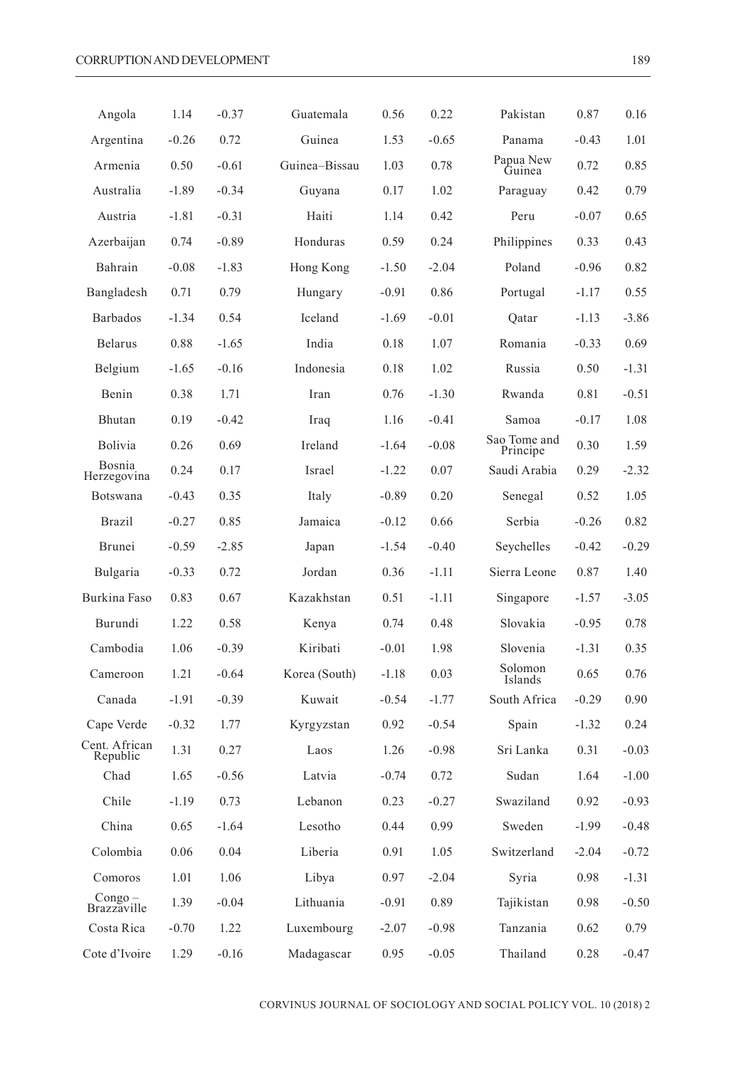| | | | | | | | | |
|---|---|---|---|---|---|---|---|---|
| Angola | 1.14 | -0.37 | Guatemala | 0.56 | 0.22 | Pakistan | 0.87 | 0.16 |
| Argentina | -0.26 | 0.72 | Guinea | 1.53 | -0.65 | Panama | -0.43 | 1.01 |
| Armenia | 0.50 | -0.61 | Guinea–Bissau | 1.03 | 0.78 | Papua New Guinea | 0.72 | 0.85 |
| Australia | -1.89 | -0.34 | Guyana | 0.17 | 1.02 | Paraguay | 0.42 | 0.79 |
| Austria | -1.81 | -0.31 | Haiti | 1.14 | 0.42 | Peru | -0.07 | 0.65 |
| Azerbaijan | 0.74 | -0.89 | Honduras | 0.59 | 0.24 | Philippines | 0.33 | 0.43 |
| Bahrain | -0.08 | -1.83 | Hong Kong | -1.50 | -2.04 | Poland | -0.96 | 0.82 |
| Bangladesh | 0.71 | 0.79 | Hungary | -0.91 | 0.86 | Portugal | -1.17 | 0.55 |
| Barbados | -1.34 | 0.54 | Iceland | -1.69 | -0.01 | Qatar | -1.13 | -3.86 |
| Belarus | 0.88 | -1.65 | India | 0.18 | 1.07 | Romania | -0.33 | 0.69 |
| Belgium | -1.65 | -0.16 | Indonesia | 0.18 | 1.02 | Russia | 0.50 | -1.31 |
| Benin | 0.38 | 1.71 | Iran | 0.76 | -1.30 | Rwanda | 0.81 | -0.51 |
| Bhutan | 0.19 | -0.42 | Iraq | 1.16 | -0.41 | Samoa | -0.17 | 1.08 |
| Bolivia | 0.26 | 0.69 | Ireland | -1.64 | -0.08 | Sao Tome and Principe | 0.30 | 1.59 |
| Bosnia Herzegovina | 0.24 | 0.17 | Israel | -1.22 | 0.07 | Saudi Arabia | 0.29 | -2.32 |
| Botswana | -0.43 | 0.35 | Italy | -0.89 | 0.20 | Senegal | 0.52 | 1.05 |
| Brazil | -0.27 | 0.85 | Jamaica | -0.12 | 0.66 | Serbia | -0.26 | 0.82 |
| Brunei | -0.59 | -2.85 | Japan | -1.54 | -0.40 | Seychelles | -0.42 | -0.29 |
| Bulgaria | -0.33 | 0.72 | Jordan | 0.36 | -1.11 | Sierra Leone | 0.87 | 1.40 |
| Burkina Faso | 0.83 | 0.67 | Kazakhstan | 0.51 | -1.11 | Singapore | -1.57 | -3.05 |
| Burundi | 1.22 | 0.58 | Kenya | 0.74 | 0.48 | Slovakia | -0.95 | 0.78 |
| Cambodia | 1.06 | -0.39 | Kiribati | -0.01 | 1.98 | Slovenia | -1.31 | 0.35 |
| Cameroon | 1.21 | -0.64 | Korea (South) | -1.18 | 0.03 | Solomon Islands | 0.65 | 0.76 |
| Canada | -1.91 | -0.39 | Kuwait | -0.54 | -1.77 | South Africa | -0.29 | 0.90 |
| Cape Verde | -0.32 | 1.77 | Kyrgyzstan | 0.92 | -0.54 | Spain | -1.32 | 0.24 |
| Cent. African Republic | 1.31 | 0.27 | Laos | 1.26 | -0.98 | Sri Lanka | 0.31 | -0.03 |
| Chad | 1.65 | -0.56 | Latvia | -0.74 | 0.72 | Sudan | 1.64 | -1.00 |
| Chile | -1.19 | 0.73 | Lebanon | 0.23 | -0.27 | Swaziland | 0.92 | -0.93 |
| China | 0.65 | -1.64 | Lesotho | 0.44 | 0.99 | Sweden | -1.99 | -0.48 |
| Colombia | 0.06 | 0.04 | Liberia | 0.91 | 1.05 | Switzerland | -2.04 | -0.72 |
| Comoros | 1.01 | 1.06 | Libya | 0.97 | -2.04 | Syria | 0.98 | -1.31 |
| Congo – Brazzaville | 1.39 | -0.04 | Lithuania | -0.91 | 0.89 | Tajikistan | 0.98 | -0.50 |
| Costa Rica | -0.70 | 1.22 | Luxembourg | -2.07 | -0.98 | Tanzania | 0.62 | 0.79 |
| Cote d'Ivoire | 1.29 | -0.16 | Madagascar | 0.95 | -0.05 | Thailand | 0.28 | -0.47 |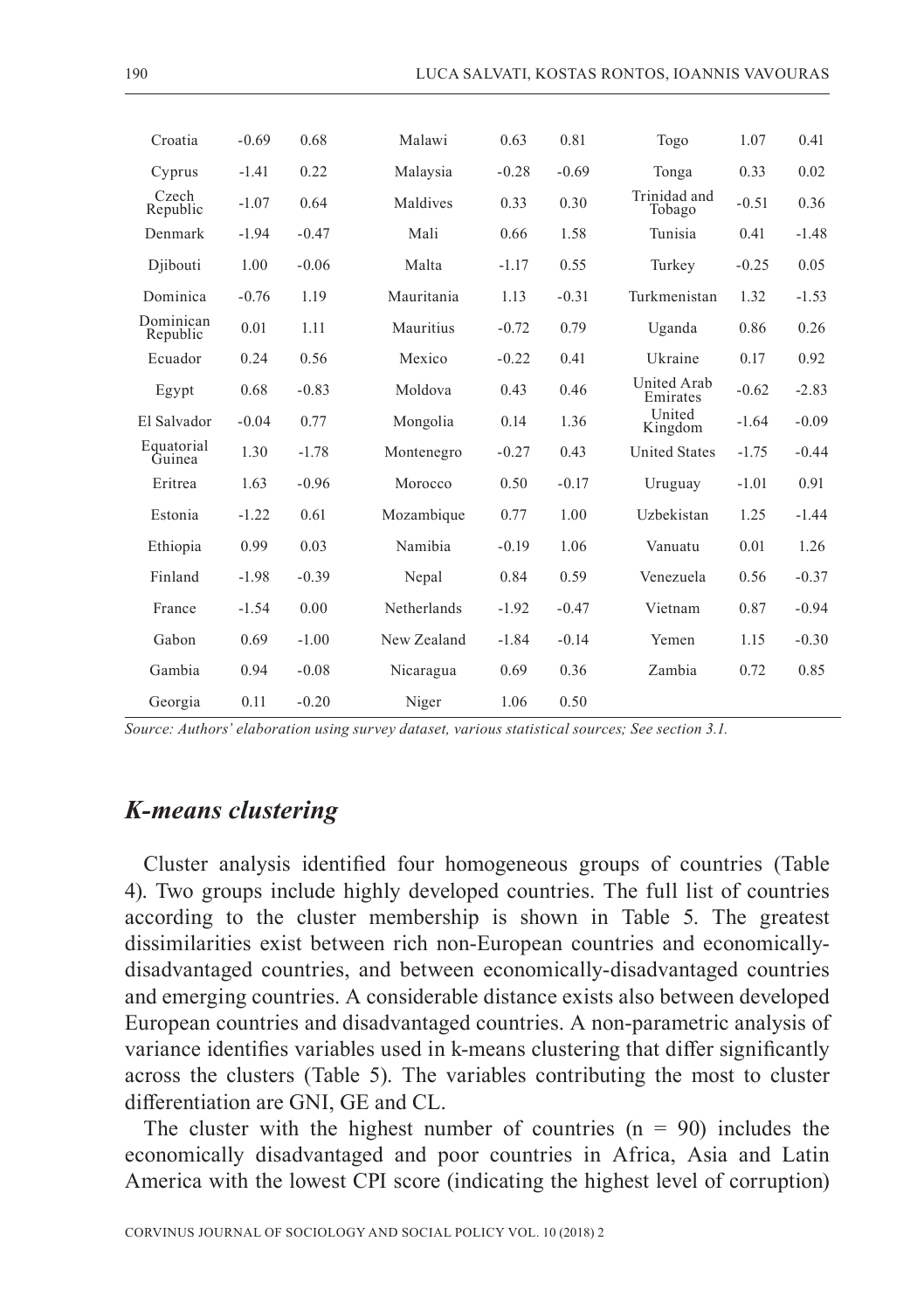| | | | | | | | | |
|---|---|---|---|---|---|---|---|---|
| Croatia | -0.69 | 0.68 | Malawi | 0.63 | 0.81 | Togo | 1.07 | 0.41 |
| Cyprus | -1.41 | 0.22 | Malaysia | -0.28 | -0.69 | Tonga | 0.33 | 0.02 |
| Czech Republic | -1.07 | 0.64 | Maldives | 0.33 | 0.30 | Trinidad and Tobago | -0.51 | 0.36 |
| Denmark | -1.94 | -0.47 | Mali | 0.66 | 1.58 | Tunisia | 0.41 | -1.48 |
| Djibouti | 1.00 | -0.06 | Malta | -1.17 | 0.55 | Turkey | -0.25 | 0.05 |
| Dominica | -0.76 | 1.19 | Mauritania | 1.13 | -0.31 | Turkmenistan | 1.32 | -1.53 |
| Dominican Republic | 0.01 | 1.11 | Mauritius | -0.72 | 0.79 | Uganda | 0.86 | 0.26 |
| Ecuador | 0.24 | 0.56 | Mexico | -0.22 | 0.41 | Ukraine | 0.17 | 0.92 |
| Egypt | 0.68 | -0.83 | Moldova | 0.43 | 0.46 | United Arab Emirates | -0.62 | -2.83 |
| El Salvador | -0.04 | 0.77 | Mongolia | 0.14 | 1.36 | United Kingdom | -1.64 | -0.09 |
| Equatorial Guinea | 1.30 | -1.78 | Montenegro | -0.27 | 0.43 | United States | -1.75 | -0.44 |
| Eritrea | 1.63 | -0.96 | Morocco | 0.50 | -0.17 | Uruguay | -1.01 | 0.91 |
| Estonia | -1.22 | 0.61 | Mozambique | 0.77 | 1.00 | Uzbekistan | 1.25 | -1.44 |
| Ethiopia | 0.99 | 0.03 | Namibia | -0.19 | 1.06 | Vanuatu | 0.01 | 1.26 |
| Finland | -1.98 | -0.39 | Nepal | 0.84 | 0.59 | Venezuela | 0.56 | -0.37 |
| France | -1.54 | 0.00 | Netherlands | -1.92 | -0.47 | Vietnam | 0.87 | -0.94 |
| Gabon | 0.69 | -1.00 | New Zealand | -1.84 | -0.14 | Yemen | 1.15 | -0.30 |
| Gambia | 0.94 | -0.08 | Nicaragua | 0.69 | 0.36 | Zambia | 0.72 | 0.85 |
| Georgia | 0.11 | -0.20 | Niger | 1.06 | 0.50 | | | |

*Source: Authors' elaboration using survey dataset, various statistical sources; See section 3.1.*

## *K-means clustering*

Cluster analysis identified four homogeneous groups of countries (Table 4). Two groups include highly developed countries. The full list of countries according to the cluster membership is shown in Table 5. The greatest dissimilarities exist between rich non-European countries and economically-disadvantaged countries, and between economically-disadvantaged countries and emerging countries. A considerable distance exists also between developed European countries and disadvantaged countries. A non-parametric analysis of variance identifies variables used in k-means clustering that differ significantly across the clusters (Table 5). The variables contributing the most to cluster differentiation are GNI, GE and CL.

The cluster with the highest number of countries (n = 90) includes the economically disadvantaged and poor countries in Africa, Asia and Latin America with the lowest CPI score (indicating the highest level of corruption)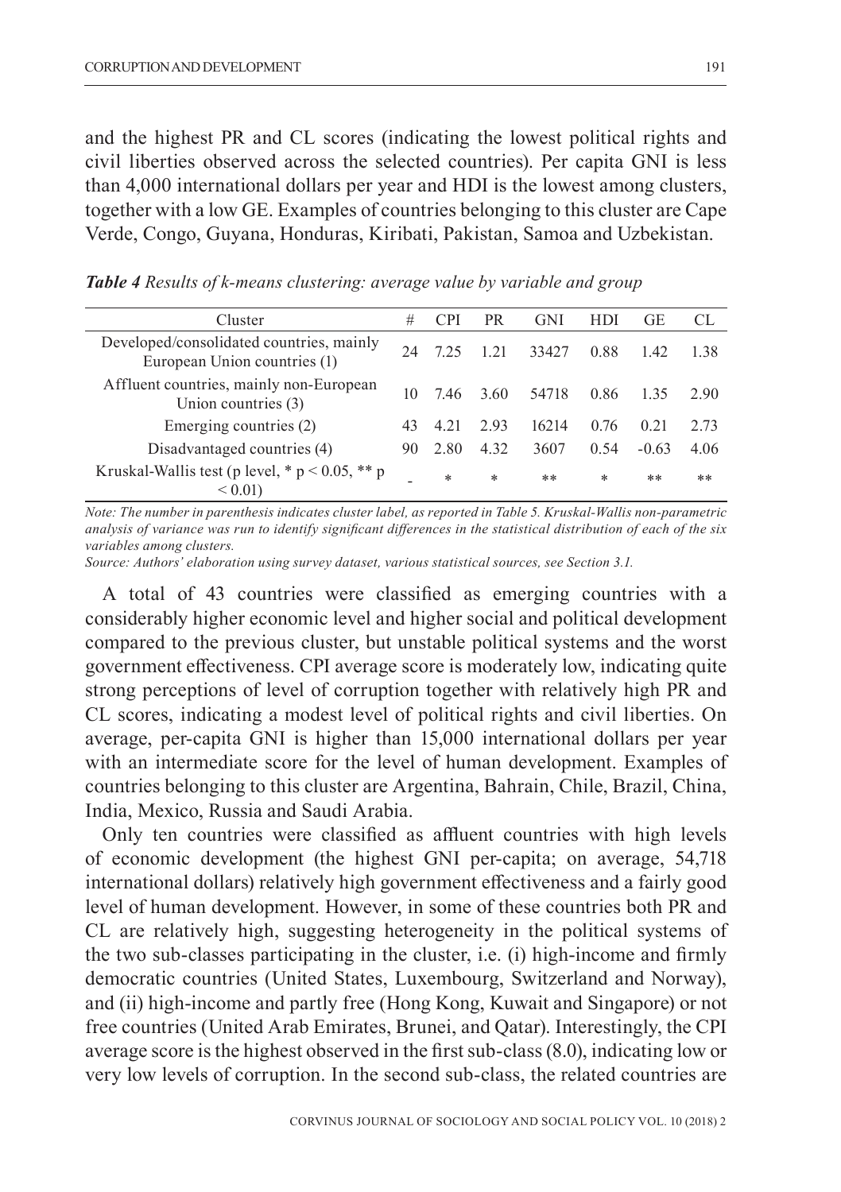and the highest PR and CL scores (indicating the lowest political rights and civil liberties observed across the selected countries). Per capita GNI is less than 4,000 international dollars per year and HDI is the lowest among clusters, together with a low GE. Examples of countries belonging to this cluster are Cape Verde, Congo, Guyana, Honduras, Kiribati, Pakistan, Samoa and Uzbekistan.

***Table 4** Results of k-means clustering: average value by variable and group*

| Cluster | # | CPI | PR | GNI | HDI | GE | CL |
|---|---|---|---|---|---|---|---|
| Developed/consolidated countries, mainly European Union countries (1) | 24 | 7.25 | 1.21 | 33427 | 0.88 | 1.42 | 1.38 |
| Affluent countries, mainly non-European Union countries (3) | 10 | 7.46 | 3.60 | 54718 | 0.86 | 1.35 | 2.90 |
| Emerging countries (2) | 43 | 4.21 | 2.93 | 16214 | 0.76 | 0.21 | 2.73 |
| Disadvantaged countries (4) | 90 | 2.80 | 4.32 | 3607 | 0.54 | -0.63 | 4.06 |
| Kruskal-Wallis test (p level, * $p < 0.05$, ** $p < 0.01$) | - | * | * | ** | * | ** | ** |

*Note: The number in parenthesis indicates cluster label, as reported in Table 5. Kruskal-Wallis non-parametric analysis of variance was run to identify significant differences in the statistical distribution of each of the six variables among clusters.*

*Source: Authors' elaboration using survey dataset, various statistical sources, see Section 3.1.*

A total of 43 countries were classified as emerging countries with a considerably higher economic level and higher social and political development compared to the previous cluster, but unstable political systems and the worst government effectiveness. CPI average score is moderately low, indicating quite strong perceptions of level of corruption together with relatively high PR and CL scores, indicating a modest level of political rights and civil liberties. On average, per-capita GNI is higher than 15,000 international dollars per year with an intermediate score for the level of human development. Examples of countries belonging to this cluster are Argentina, Bahrain, Chile, Brazil, China, India, Mexico, Russia and Saudi Arabia.

Only ten countries were classified as affluent countries with high levels of economic development (the highest GNI per-capita; on average, 54,718 international dollars) relatively high government effectiveness and a fairly good level of human development. However, in some of these countries both PR and CL are relatively high, suggesting heterogeneity in the political systems of the two sub-classes participating in the cluster, i.e. (i) high-income and firmly democratic countries (United States, Luxembourg, Switzerland and Norway), and (ii) high-income and partly free (Hong Kong, Kuwait and Singapore) or not free countries (United Arab Emirates, Brunei, and Qatar). Interestingly, the CPI average score is the highest observed in the first sub-class (8.0), indicating low or very low levels of corruption. In the second sub-class, the related countries are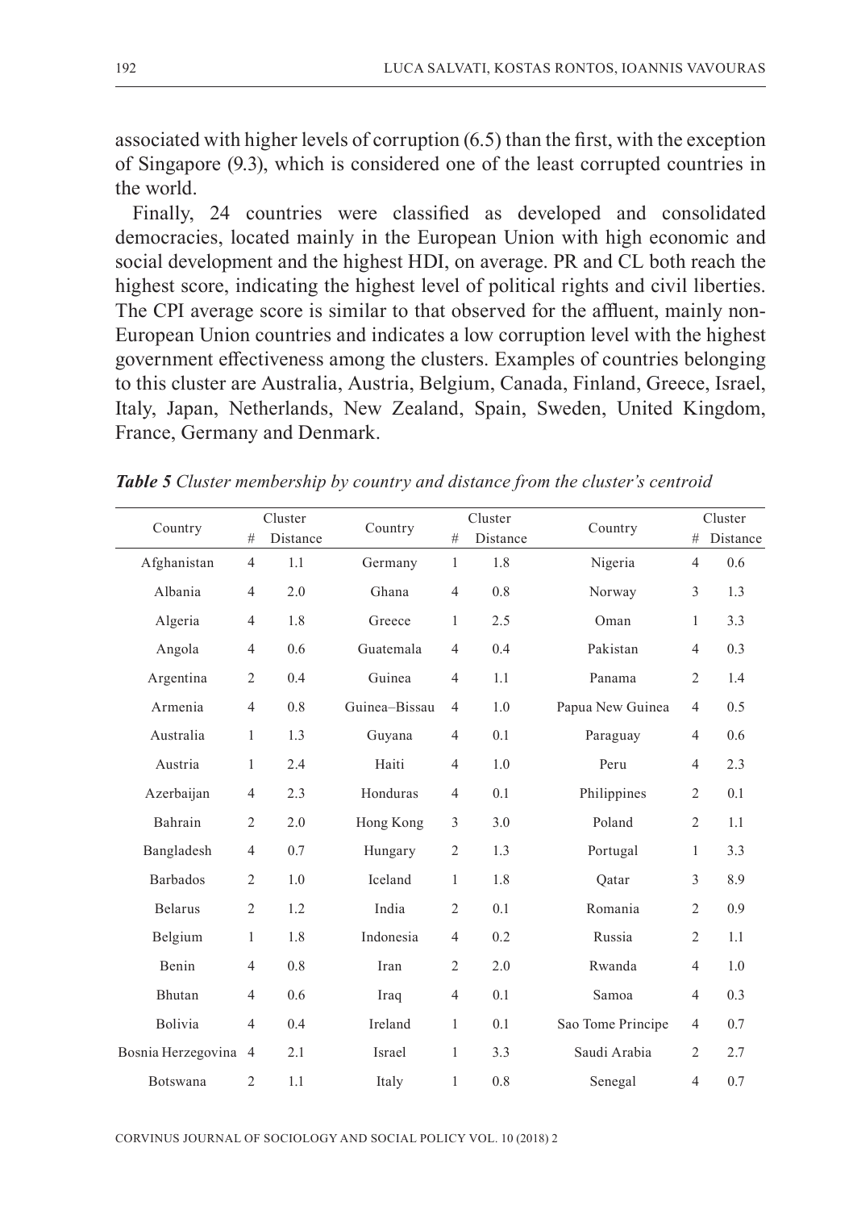associated with higher levels of corruption (6.5) than the first, with the exception of Singapore (9.3), which is considered one of the least corrupted countries in the world.

Finally, 24 countries were classified as developed and consolidated democracies, located mainly in the European Union with high economic and social development and the highest HDI, on average. PR and CL both reach the highest score, indicating the highest level of political rights and civil liberties. The CPI average score is similar to that observed for the affluent, mainly non-European Union countries and indicates a low corruption level with the highest government effectiveness among the clusters. Examples of countries belonging to this cluster are Australia, Austria, Belgium, Canada, Finland, Greece, Israel, Italy, Japan, Netherlands, New Zealand, Spain, Sweden, United Kingdom, France, Germany and Denmark.

***Table 5*** *Cluster membership by country and distance from the cluster's centroid*

| Country | Cluster # | Cluster Distance | Country | Cluster # | Cluster Distance | Country | Cluster # | Cluster Distance |
|---|---|---|---|---|---|---|---|---|
| Afghanistan | 4 | 1.1 | Germany | 1 | 1.8 | Nigeria | 4 | 0.6 |
| Albania | 4 | 2.0 | Ghana | 4 | 0.8 | Norway | 3 | 1.3 |
| Algeria | 4 | 1.8 | Greece | 1 | 2.5 | Oman | 1 | 3.3 |
| Angola | 4 | 0.6 | Guatemala | 4 | 0.4 | Pakistan | 4 | 0.3 |
| Argentina | 2 | 0.4 | Guinea | 4 | 1.1 | Panama | 2 | 1.4 |
| Armenia | 4 | 0.8 | Guinea–Bissau | 4 | 1.0 | Papua New Guinea | 4 | 0.5 |
| Australia | 1 | 1.3 | Guyana | 4 | 0.1 | Paraguay | 4 | 0.6 |
| Austria | 1 | 2.4 | Haiti | 4 | 1.0 | Peru | 4 | 2.3 |
| Azerbaijan | 4 | 2.3 | Honduras | 4 | 0.1 | Philippines | 2 | 0.1 |
| Bahrain | 2 | 2.0 | Hong Kong | 3 | 3.0 | Poland | 2 | 1.1 |
| Bangladesh | 4 | 0.7 | Hungary | 2 | 1.3 | Portugal | 1 | 3.3 |
| Barbados | 2 | 1.0 | Iceland | 1 | 1.8 | Qatar | 3 | 8.9 |
| Belarus | 2 | 1.2 | India | 2 | 0.1 | Romania | 2 | 0.9 |
| Belgium | 1 | 1.8 | Indonesia | 4 | 0.2 | Russia | 2 | 1.1 |
| Benin | 4 | 0.8 | Iran | 2 | 2.0 | Rwanda | 4 | 1.0 |
| Bhutan | 4 | 0.6 | Iraq | 4 | 0.1 | Samoa | 4 | 0.3 |
| Bolivia | 4 | 0.4 | Ireland | 1 | 0.1 | Sao Tome Principe | 4 | 0.7 |
| Bosnia Herzegovina | 4 | 2.1 | Israel | 1 | 3.3 | Saudi Arabia | 2 | 2.7 |
| Botswana | 2 | 1.1 | Italy | 1 | 0.8 | Senegal | 4 | 0.7 |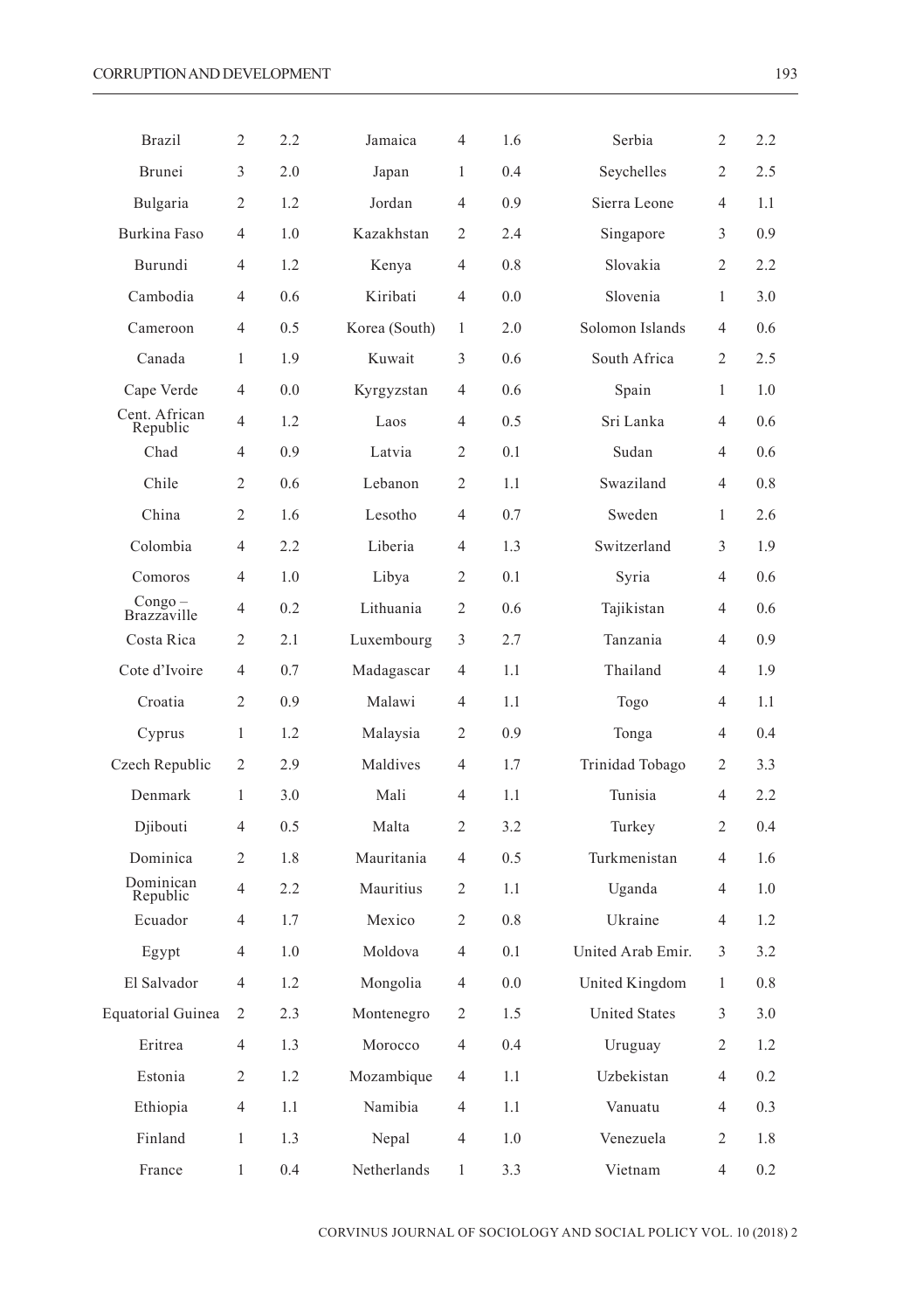| | | | | | | | | |
|---|---|---|---|---|---|---|---|---|
| Brazil | 2 | 2.2 | Jamaica | 4 | 1.6 | Serbia | 2 | 2.2 |
| Brunei | 3 | 2.0 | Japan | 1 | 0.4 | Seychelles | 2 | 2.5 |
| Bulgaria | 2 | 1.2 | Jordan | 4 | 0.9 | Sierra Leone | 4 | 1.1 |
| Burkina Faso | 4 | 1.0 | Kazakhstan | 2 | 2.4 | Singapore | 3 | 0.9 |
| Burundi | 4 | 1.2 | Kenya | 4 | 0.8 | Slovakia | 2 | 2.2 |
| Cambodia | 4 | 0.6 | Kiribati | 4 | 0.0 | Slovenia | 1 | 3.0 |
| Cameroon | 4 | 0.5 | Korea (South) | 1 | 2.0 | Solomon Islands | 4 | 0.6 |
| Canada | 1 | 1.9 | Kuwait | 3 | 0.6 | South Africa | 2 | 2.5 |
| Cape Verde | 4 | 0.0 | Kyrgyzstan | 4 | 0.6 | Spain | 1 | 1.0 |
| Cent. African Republic | 4 | 1.2 | Laos | 4 | 0.5 | Sri Lanka | 4 | 0.6 |
| Chad | 4 | 0.9 | Latvia | 2 | 0.1 | Sudan | 4 | 0.6 |
| Chile | 2 | 0.6 | Lebanon | 2 | 1.1 | Swaziland | 4 | 0.8 |
| China | 2 | 1.6 | Lesotho | 4 | 0.7 | Sweden | 1 | 2.6 |
| Colombia | 4 | 2.2 | Liberia | 4 | 1.3 | Switzerland | 3 | 1.9 |
| Comoros | 4 | 1.0 | Libya | 2 | 0.1 | Syria | 4 | 0.6 |
| Congo – Brazzaville | 4 | 0.2 | Lithuania | 2 | 0.6 | Tajikistan | 4 | 0.6 |
| Costa Rica | 2 | 2.1 | Luxembourg | 3 | 2.7 | Tanzania | 4 | 0.9 |
| Cote d'Ivoire | 4 | 0.7 | Madagascar | 4 | 1.1 | Thailand | 4 | 1.9 |
| Croatia | 2 | 0.9 | Malawi | 4 | 1.1 | Togo | 4 | 1.1 |
| Cyprus | 1 | 1.2 | Malaysia | 2 | 0.9 | Tonga | 4 | 0.4 |
| Czech Republic | 2 | 2.9 | Maldives | 4 | 1.7 | Trinidad Tobago | 2 | 3.3 |
| Denmark | 1 | 3.0 | Mali | 4 | 1.1 | Tunisia | 4 | 2.2 |
| Djibouti | 4 | 0.5 | Malta | 2 | 3.2 | Turkey | 2 | 0.4 |
| Dominica | 2 | 1.8 | Mauritania | 4 | 0.5 | Turkmenistan | 4 | 1.6 |
| Dominican Republic | 4 | 2.2 | Mauritius | 2 | 1.1 | Uganda | 4 | 1.0 |
| Ecuador | 4 | 1.7 | Mexico | 2 | 0.8 | Ukraine | 4 | 1.2 |
| Egypt | 4 | 1.0 | Moldova | 4 | 0.1 | United Arab Emir. | 3 | 3.2 |
| El Salvador | 4 | 1.2 | Mongolia | 4 | 0.0 | United Kingdom | 1 | 0.8 |
| Equatorial Guinea | 2 | 2.3 | Montenegro | 2 | 1.5 | United States | 3 | 3.0 |
| Eritrea | 4 | 1.3 | Morocco | 4 | 0.4 | Uruguay | 2 | 1.2 |
| Estonia | 2 | 1.2 | Mozambique | 4 | 1.1 | Uzbekistan | 4 | 0.2 |
| Ethiopia | 4 | 1.1 | Namibia | 4 | 1.1 | Vanuatu | 4 | 0.3 |
| Finland | 1 | 1.3 | Nepal | 4 | 1.0 | Venezuela | 2 | 1.8 |
| France | 1 | 0.4 | Netherlands | 1 | 3.3 | Vietnam | 4 | 0.2 |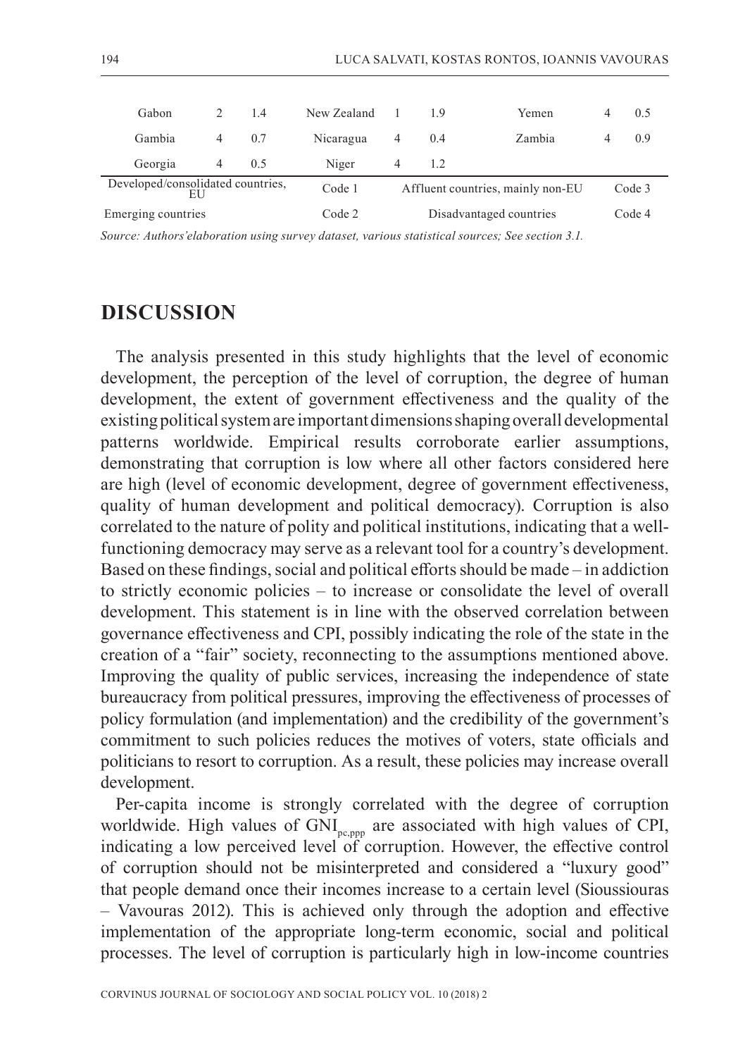| Gabon | 2 | 1.4 | New Zealand | 1 | 1.9 | Yemen | 4 | 0.5 |
|---|---|---|---|---|---|---|---|---|
| Gambia | 4 | 0.7 | Nicaragua | 4 | 0.4 | Zambia | 4 | 0.9 |
| Georgia | 4 | 0.5 | Niger | 4 | 1.2 | | | |
| Developed/consolidated countries, EU | | | Code 1 | Affluent countries, mainly non-EU | | | | Code 3 |
| Emerging countries | | | Code 2 | Disadvantaged countries | | | | Code 4 |

*Source: Authors'elaboration using survey dataset, various statistical sources; See section 3.1.*

## DISCUSSION

The analysis presented in this study highlights that the level of economic development, the perception of the level of corruption, the degree of human development, the extent of government effectiveness and the quality of the existing political system are important dimensions shaping overall developmental patterns worldwide. Empirical results corroborate earlier assumptions, demonstrating that corruption is low where all other factors considered here are high (level of economic development, degree of government effectiveness, quality of human development and political democracy). Corruption is also correlated to the nature of polity and political institutions, indicating that a well-functioning democracy may serve as a relevant tool for a country's development. Based on these findings, social and political efforts should be made – in addiction to strictly economic policies – to increase or consolidate the level of overall development. This statement is in line with the observed correlation between governance effectiveness and CPI, possibly indicating the role of the state in the creation of a "fair" society, reconnecting to the assumptions mentioned above. Improving the quality of public services, increasing the independence of state bureaucracy from political pressures, improving the effectiveness of processes of policy formulation (and implementation) and the credibility of the government's commitment to such policies reduces the motives of voters, state officials and politicians to resort to corruption. As a result, these policies may increase overall development.

Per-capita income is strongly correlated with the degree of corruption worldwide. High values of $GNI_{pc,ppp}$ are associated with high values of CPI, indicating a low perceived level of corruption. However, the effective control of corruption should not be misinterpreted and considered a "luxury good" that people demand once their incomes increase to a certain level (Sioussiouras – Vavouras 2012). This is achieved only through the adoption and effective implementation of the appropriate long-term economic, social and political processes. The level of corruption is particularly high in low-income countries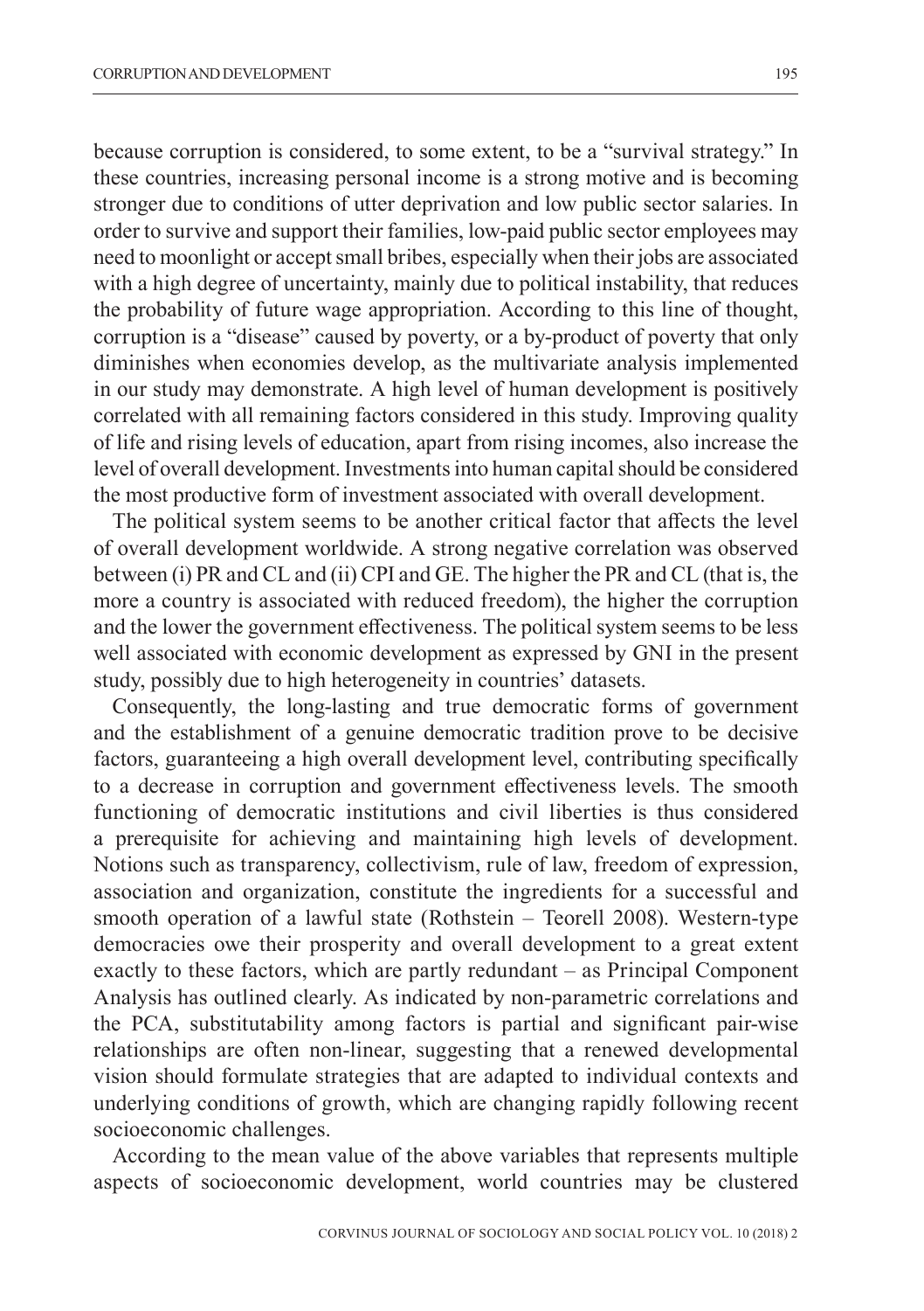because corruption is considered, to some extent, to be a "survival strategy." In these countries, increasing personal income is a strong motive and is becoming stronger due to conditions of utter deprivation and low public sector salaries. In order to survive and support their families, low-paid public sector employees may need to moonlight or accept small bribes, especially when their jobs are associated with a high degree of uncertainty, mainly due to political instability, that reduces the probability of future wage appropriation. According to this line of thought, corruption is a "disease" caused by poverty, or a by-product of poverty that only diminishes when economies develop, as the multivariate analysis implemented in our study may demonstrate. A high level of human development is positively correlated with all remaining factors considered in this study. Improving quality of life and rising levels of education, apart from rising incomes, also increase the level of overall development. Investments into human capital should be considered the most productive form of investment associated with overall development.

The political system seems to be another critical factor that affects the level of overall development worldwide. A strong negative correlation was observed between (i) PR and CL and (ii) CPI and GE. The higher the PR and CL (that is, the more a country is associated with reduced freedom), the higher the corruption and the lower the government effectiveness. The political system seems to be less well associated with economic development as expressed by GNI in the present study, possibly due to high heterogeneity in countries' datasets.

Consequently, the long-lasting and true democratic forms of government and the establishment of a genuine democratic tradition prove to be decisive factors, guaranteeing a high overall development level, contributing specifically to a decrease in corruption and government effectiveness levels. The smooth functioning of democratic institutions and civil liberties is thus considered a prerequisite for achieving and maintaining high levels of development. Notions such as transparency, collectivism, rule of law, freedom of expression, association and organization, constitute the ingredients for a successful and smooth operation of a lawful state (Rothstein – Teorell 2008). Western-type democracies owe their prosperity and overall development to a great extent exactly to these factors, which are partly redundant – as Principal Component Analysis has outlined clearly. As indicated by non-parametric correlations and the PCA, substitutability among factors is partial and significant pair-wise relationships are often non-linear, suggesting that a renewed developmental vision should formulate strategies that are adapted to individual contexts and underlying conditions of growth, which are changing rapidly following recent socioeconomic challenges.

According to the mean value of the above variables that represents multiple aspects of socioeconomic development, world countries may be clustered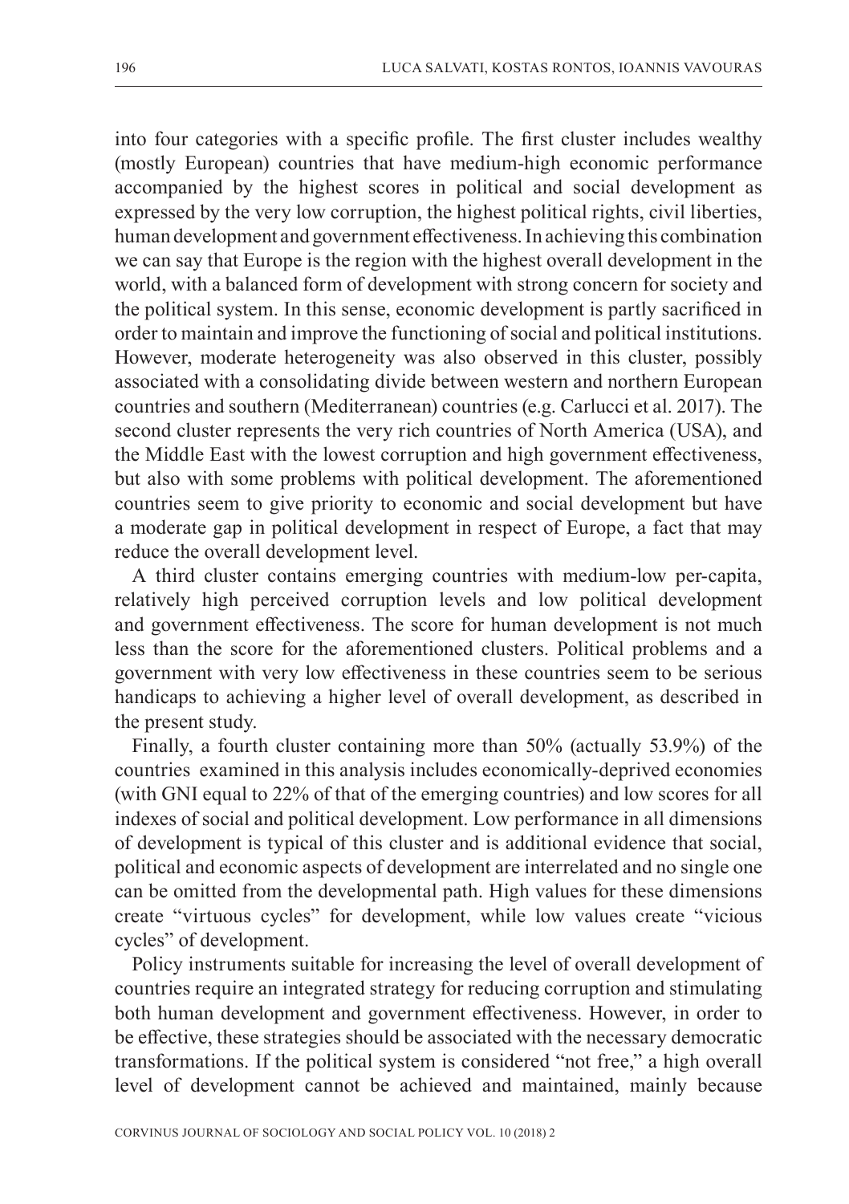into four categories with a specific profile. The first cluster includes wealthy (mostly European) countries that have medium-high economic performance accompanied by the highest scores in political and social development as expressed by the very low corruption, the highest political rights, civil liberties, human development and government effectiveness. In achieving this combination we can say that Europe is the region with the highest overall development in the world, with a balanced form of development with strong concern for society and the political system. In this sense, economic development is partly sacrificed in order to maintain and improve the functioning of social and political institutions. However, moderate heterogeneity was also observed in this cluster, possibly associated with a consolidating divide between western and northern European countries and southern (Mediterranean) countries (e.g. Carlucci et al. 2017). The second cluster represents the very rich countries of North America (USA), and the Middle East with the lowest corruption and high government effectiveness, but also with some problems with political development. The aforementioned countries seem to give priority to economic and social development but have a moderate gap in political development in respect of Europe, a fact that may reduce the overall development level.

A third cluster contains emerging countries with medium-low per-capita, relatively high perceived corruption levels and low political development and government effectiveness. The score for human development is not much less than the score for the aforementioned clusters. Political problems and a government with very low effectiveness in these countries seem to be serious handicaps to achieving a higher level of overall development, as described in the present study.

Finally, a fourth cluster containing more than 50% (actually 53.9%) of the countries examined in this analysis includes economically-deprived economies (with GNI equal to 22% of that of the emerging countries) and low scores for all indexes of social and political development. Low performance in all dimensions of development is typical of this cluster and is additional evidence that social, political and economic aspects of development are interrelated and no single one can be omitted from the developmental path. High values for these dimensions create "virtuous cycles" for development, while low values create "vicious cycles" of development.

Policy instruments suitable for increasing the level of overall development of countries require an integrated strategy for reducing corruption and stimulating both human development and government effectiveness. However, in order to be effective, these strategies should be associated with the necessary democratic transformations. If the political system is considered "not free," a high overall level of development cannot be achieved and maintained, mainly because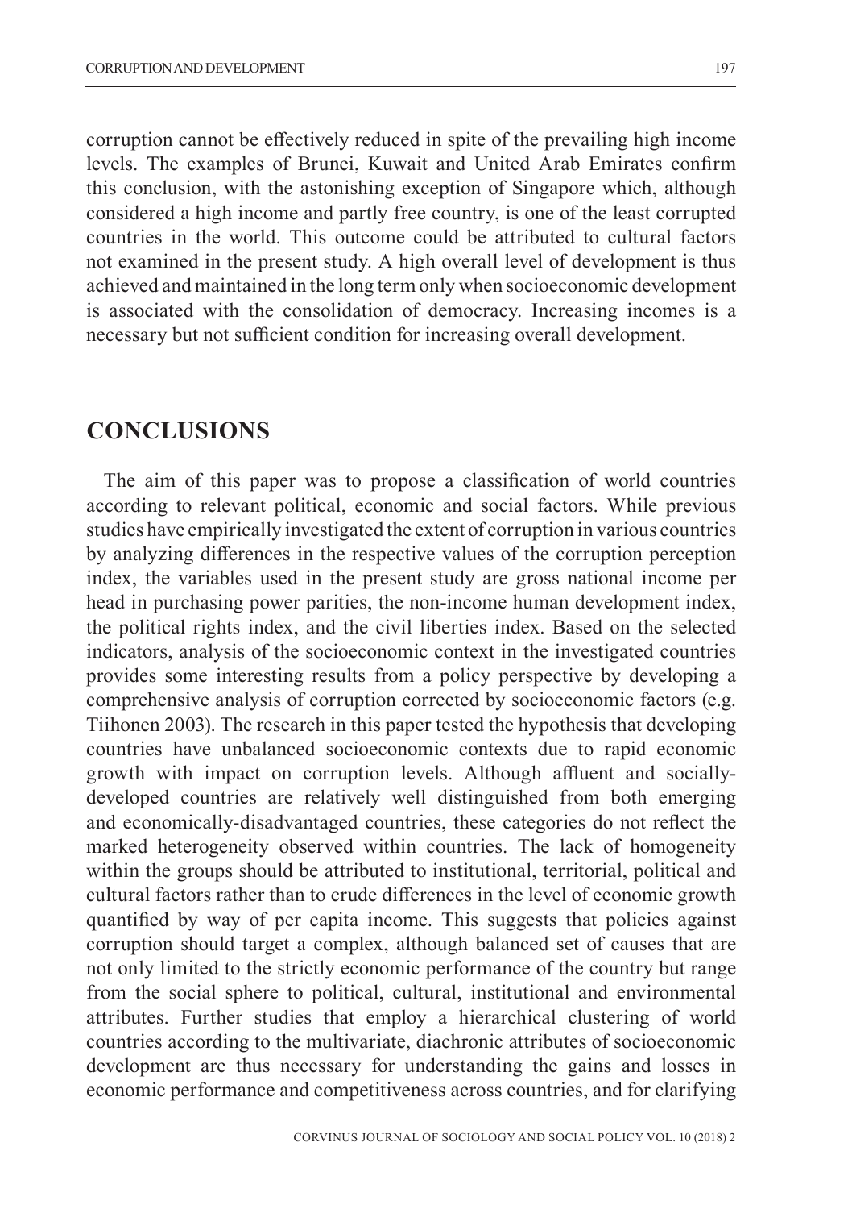corruption cannot be effectively reduced in spite of the prevailing high income levels. The examples of Brunei, Kuwait and United Arab Emirates confirm this conclusion, with the astonishing exception of Singapore which, although considered a high income and partly free country, is one of the least corrupted countries in the world. This outcome could be attributed to cultural factors not examined in the present study. A high overall level of development is thus achieved and maintained in the long term only when socioeconomic development is associated with the consolidation of democracy. Increasing incomes is a necessary but not sufficient condition for increasing overall development.

## CONCLUSIONS

The aim of this paper was to propose a classification of world countries according to relevant political, economic and social factors. While previous studies have empirically investigated the extent of corruption in various countries by analyzing differences in the respective values of the corruption perception index, the variables used in the present study are gross national income per head in purchasing power parities, the non-income human development index, the political rights index, and the civil liberties index. Based on the selected indicators, analysis of the socioeconomic context in the investigated countries provides some interesting results from a policy perspective by developing a comprehensive analysis of corruption corrected by socioeconomic factors (e.g. Tiihonen 2003). The research in this paper tested the hypothesis that developing countries have unbalanced socioeconomic contexts due to rapid economic growth with impact on corruption levels. Although affluent and socially-developed countries are relatively well distinguished from both emerging and economically-disadvantaged countries, these categories do not reflect the marked heterogeneity observed within countries. The lack of homogeneity within the groups should be attributed to institutional, territorial, political and cultural factors rather than to crude differences in the level of economic growth quantified by way of per capita income. This suggests that policies against corruption should target a complex, although balanced set of causes that are not only limited to the strictly economic performance of the country but range from the social sphere to political, cultural, institutional and environmental attributes. Further studies that employ a hierarchical clustering of world countries according to the multivariate, diachronic attributes of socioeconomic development are thus necessary for understanding the gains and losses in economic performance and competitiveness across countries, and for clarifying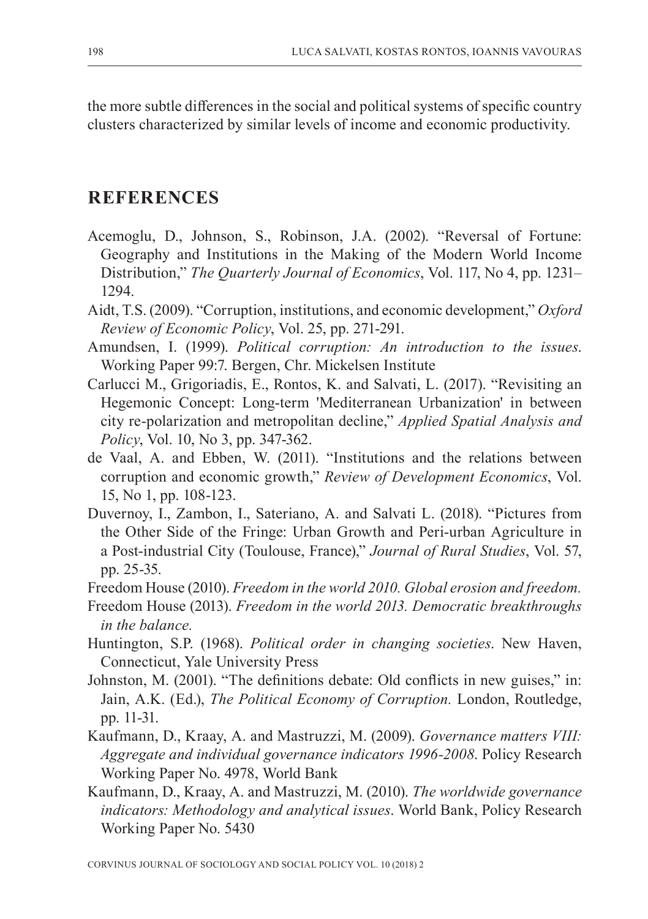the more subtle differences in the social and political systems of specific country clusters characterized by similar levels of income and economic productivity.

## REFERENCES

Acemoglu, D., Johnson, S., Robinson, J.A. (2002). "Reversal of Fortune: Geography and Institutions in the Making of the Modern World Income Distribution," *The Quarterly Journal of Economics*, Vol. 117, No 4, pp. 1231–1294.

Aidt, T.S. (2009). "Corruption, institutions, and economic development," *Oxford Review of Economic Policy*, Vol. 25, pp. 271-291.

Amundsen, I. (1999). *Political corruption: An introduction to the issues.* Working Paper 99:7. Bergen, Chr. Mickelsen Institute

Carlucci M., Grigoriadis, E., Rontos, K. and Salvati, L. (2017). "Revisiting an Hegemonic Concept: Long-term 'Mediterranean Urbanization' in between city re-polarization and metropolitan decline," *Applied Spatial Analysis and Policy*, Vol. 10, No 3, pp. 347-362.

de Vaal, A. and Ebben, W. (2011). "Institutions and the relations between corruption and economic growth," *Review of Development Economics*, Vol. 15, No 1, pp. 108-123.

Duvernoy, I., Zambon, I., Sateriano, A. and Salvati L. (2018). "Pictures from the Other Side of the Fringe: Urban Growth and Peri-urban Agriculture in a Post-industrial City (Toulouse, France)," *Journal of Rural Studies*, Vol. 57, pp. 25-35.

Freedom House (2010). *Freedom in the world 2010. Global erosion and freedom.*

Freedom House (2013). *Freedom in the world 2013. Democratic breakthroughs in the balance.*

Huntington, S.P. (1968). *Political order in changing societies*. New Haven, Connecticut, Yale University Press

Johnston, M. (2001). "The definitions debate: Old conflicts in new guises," in: Jain, A.K. (Ed.), *The Political Economy of Corruption.* London, Routledge, pp. 11-31.

Kaufmann, D., Kraay, A. and Mastruzzi, M. (2009). *Governance matters VIII: Aggregate and individual governance indicators 1996-2008*. Policy Research Working Paper No. 4978, World Bank

Kaufmann, D., Kraay, A. and Mastruzzi, M. (2010). *The worldwide governance indicators: Methodology and analytical issues*. World Bank, Policy Research Working Paper No. 5430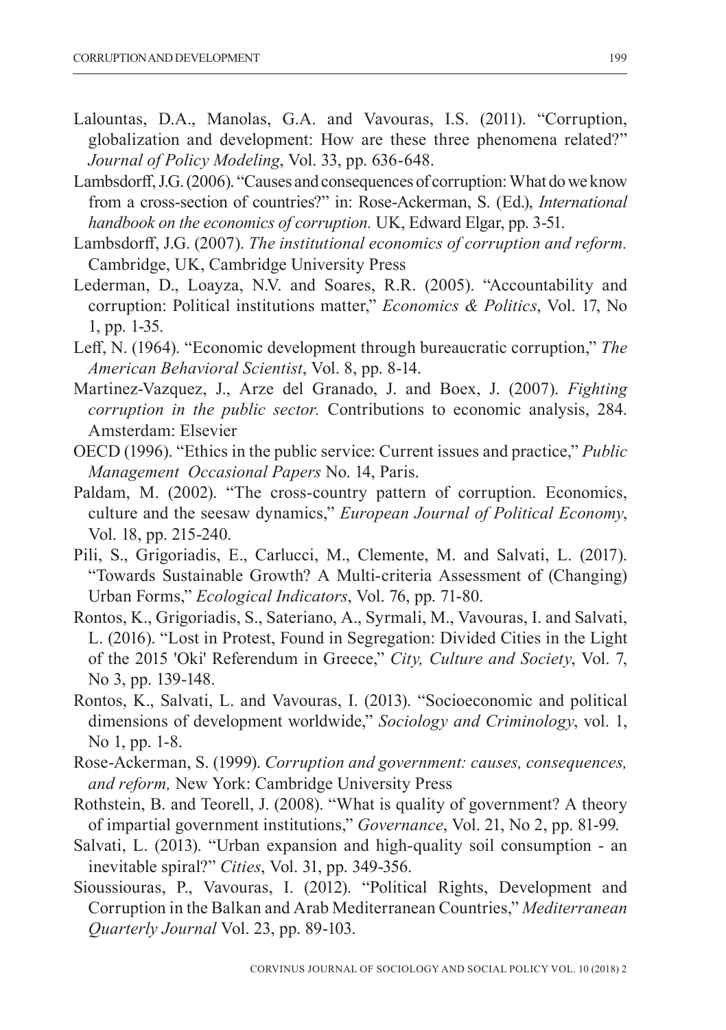Lalountas, D.A., Manolas, G.A. and Vavouras, I.S. (2011). "Corruption, globalization and development: How are these three phenomena related?" *Journal of Policy Modeling*, Vol. 33, pp. 636-648.

Lambsdorff, J.G. (2006). "Causes and consequences of corruption: What do we know from a cross-section of countries?" in: Rose-Ackerman, S. (Ed.), *International handbook on the economics of corruption.* UK, Edward Elgar, pp. 3-51.

Lambsdorff, J.G. (2007). *The institutional economics of corruption and reform.* Cambridge, UK, Cambridge University Press

Lederman, D., Loayza, N.V. and Soares, R.R. (2005). "Accountability and corruption: Political institutions matter," *Economics & Politics*, Vol. 17, No 1, pp. 1-35.

Leff, N. (1964). "Economic development through bureaucratic corruption," *The American Behavioral Scientist*, Vol. 8, pp. 8-14.

Martinez-Vazquez, J., Arze del Granado, J. and Boex, J. (2007). *Fighting corruption in the public sector.* Contributions to economic analysis, 284. Amsterdam: Elsevier

OECD (1996). "Ethics in the public service: Current issues and practice," *Public Management Occasional Papers* No. 14, Paris.

Paldam, M. (2002). "The cross-country pattern of corruption. Economics, culture and the seesaw dynamics," *European Journal of Political Economy*, Vol. 18, pp. 215-240.

Pili, S., Grigoriadis, E., Carlucci, M., Clemente, M. and Salvati, L. (2017). "Towards Sustainable Growth? A Multi-criteria Assessment of (Changing) Urban Forms," *Ecological Indicators*, Vol. 76, pp. 71-80.

Rontos, K., Grigoriadis, S., Sateriano, A., Syrmali, M., Vavouras, I. and Salvati, L. (2016). "Lost in Protest, Found in Segregation: Divided Cities in the Light of the 2015 'Oki' Referendum in Greece," *City, Culture and Society*, Vol. 7, No 3, pp. 139-148.

Rontos, K., Salvati, L. and Vavouras, I. (2013). "Socioeconomic and political dimensions of development worldwide," *Sociology and Criminology*, vol. 1, No 1, pp. 1-8.

Rose-Ackerman, S. (1999). *Corruption and government: causes, consequences, and reform,* New York: Cambridge University Press

Rothstein, B. and Teorell, J. (2008). "What is quality of government? A theory of impartial government institutions," *Governance*, Vol. 21, No 2, pp. 81-99.

Salvati, L. (2013). "Urban expansion and high-quality soil consumption - an inevitable spiral?" *Cities*, Vol. 31, pp. 349-356.

Sioussiouras, P., Vavouras, I. (2012). "Political Rights, Development and Corruption in the Balkan and Arab Mediterranean Countries," *Mediterranean Quarterly Journal* Vol. 23, pp. 89-103.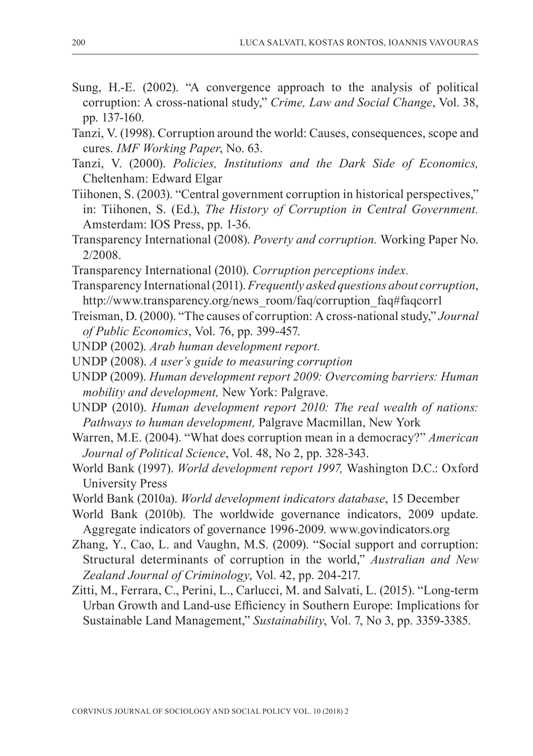Sung, H.-E. (2002). "A convergence approach to the analysis of political corruption: A cross-national study," *Crime, Law and Social Change*, Vol. 38, pp. 137-160.

Tanzi, V. (1998). Corruption around the world: Causes, consequences, scope and cures. *IMF Working Paper*, No. 63.

Tanzi, V. (2000). *Policies, Institutions and the Dark Side of Economics,* Cheltenham: Edward Elgar

Tiihonen, S. (2003). "Central government corruption in historical perspectives," in: Tiihonen, S. (Ed.), *The History of Corruption in Central Government.* Amsterdam: IOS Press, pp. 1-36.

Transparency International (2008). *Poverty and corruption.* Working Paper No. 2/2008.

Transparency International (2010). *Corruption perceptions index.*

Transparency International (2011). *Frequently asked questions about corruption*, http://www.transparency.org/news_room/faq/corruption_faq#faqcorr1

Treisman, D. (2000). "The causes of corruption: A cross-national study," *Journal of Public Economics*, Vol. 76, pp. 399-457.

UNDP (2002). *Arab human development report.*

UNDP (2008). *A user's guide to measuring corruption*

UNDP (2009). *Human development report 2009: Overcoming barriers: Human mobility and development,* New York: Palgrave.

UNDP (2010). *Human development report 2010: The real wealth of nations: Pathways to human development,* Palgrave Macmillan, New York

Warren, M.E. (2004). "What does corruption mean in a democracy?" *American Journal of Political Science*, Vol. 48, No 2, pp. 328-343.

World Bank (1997). *World development report 1997,* Washington D.C.: Oxford University Press

World Bank (2010a). *World development indicators database*, 15 December

World Bank (2010b). The worldwide governance indicators, 2009 update. Aggregate indicators of governance 1996-2009. www.govindicators.org

Zhang, Y., Cao, L. and Vaughn, M.S. (2009). "Social support and corruption: Structural determinants of corruption in the world," *Australian and New Zealand Journal of Criminology*, Vol. 42, pp. 204-217.

Zitti, M., Ferrara, C., Perini, L., Carlucci, M. and Salvati, L. (2015). "Long-term Urban Growth and Land-use Efficiency in Southern Europe: Implications for Sustainable Land Management," *Sustainability*, Vol. 7, No 3, pp. 3359-3385.